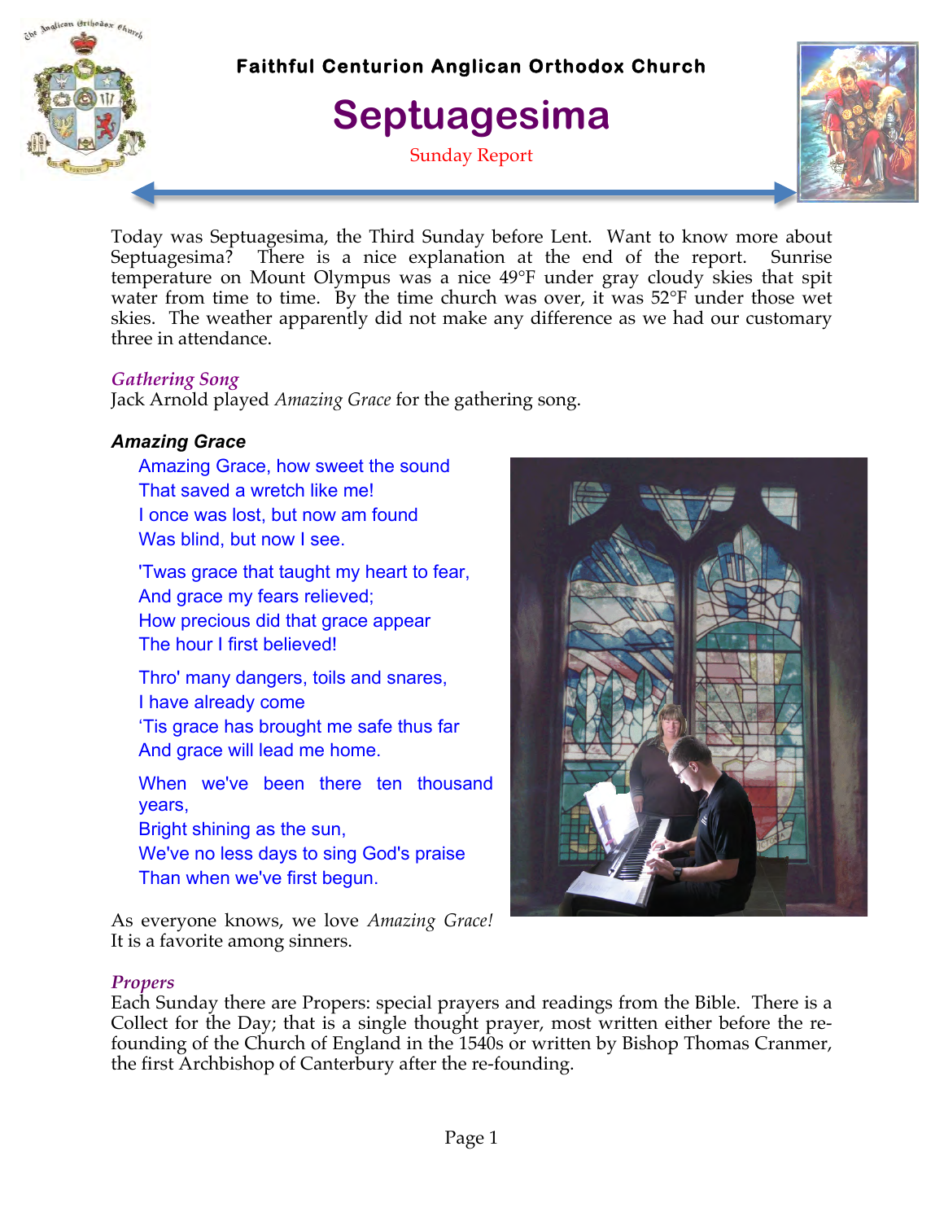# Faithful Centurion Anglican Orthodox Church

# Septuagesima

Sunday Report

Today was Septuagesima, the Third Sunday before Lent. Want to know more about Septuagesima? There is a nice explanation at the end of the report. Sunrise temperature on Mount Olympus was a nice 49°F under gray cloudy skies that spit water from time to time. By the time church was over, it was 52°F under those wet skies. The weather apparently did not make any difference as we had our customary three in attendance.

### *Gathering Song*

Jack Arnold played *Amazing Grace* for the gathering song.

#### *Amazing Grace*

Amazing Grace, how sweet the sound
That saved a wretch like me!
I once was lost, but now am found
Was blind, but now I see.

'Twas grace that taught my heart to fear,
And grace my fears relieved;
How precious did that grace appear
The hour I first believed!

Thro' many dangers, toils and snares,
I have already come
'Tis grace has brought me safe thus far
And grace will lead me home.

When we've been there ten thousand years,
Bright shining as the sun,
We've no less days to sing God's praise
Than when we've first begun.

As everyone knows, we love *Amazing Grace!* It is a favorite among sinners.

### *Propers*

Each Sunday there are Propers: special prayers and readings from the Bible. There is a Collect for the Day; that is a single thought prayer, most written either before the re-founding of the Church of England in the 1540s or written by Bishop Thomas Cranmer, the first Archbishop of Canterbury after the re-founding.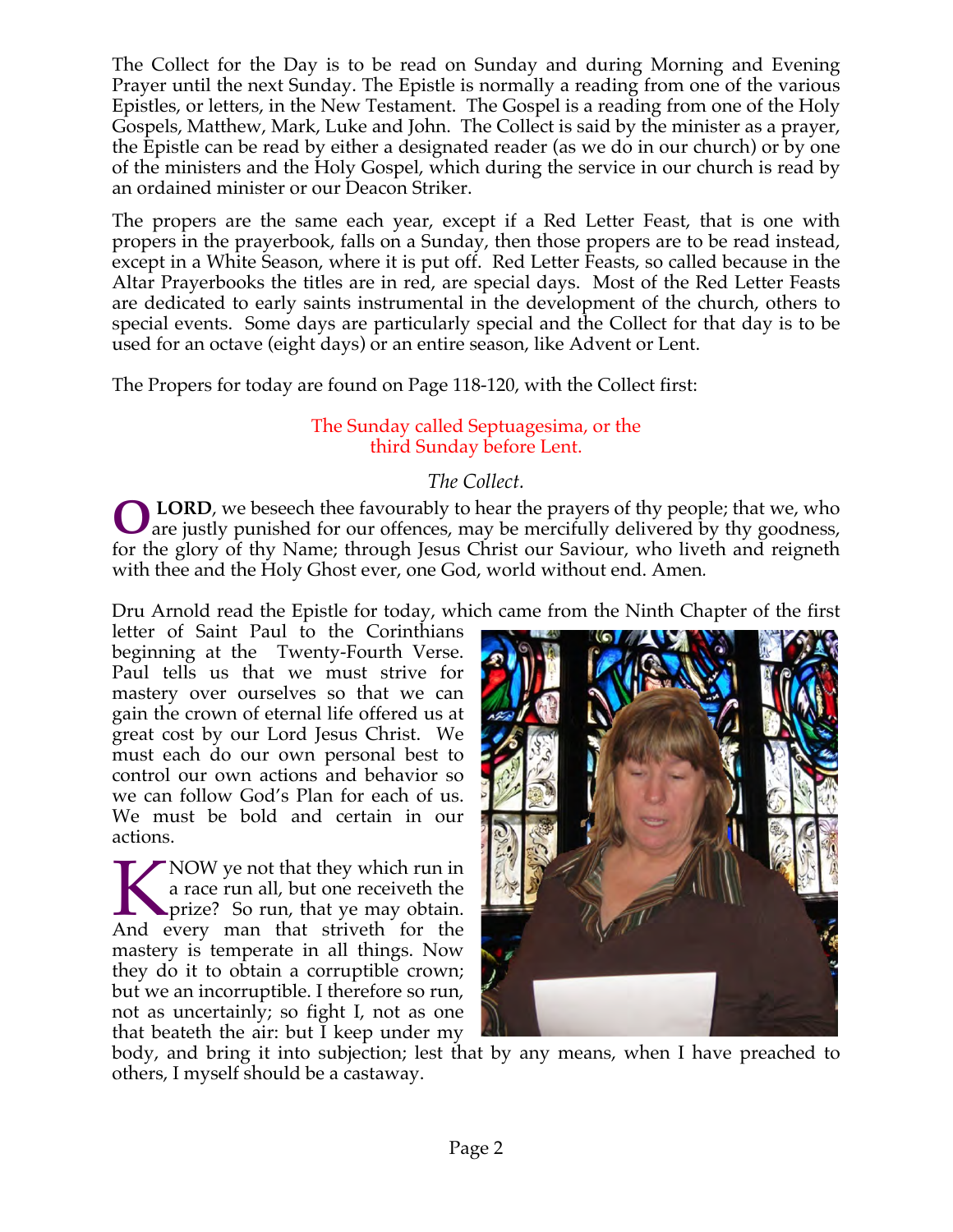The Collect for the Day is to be read on Sunday and during Morning and Evening Prayer until the next Sunday. The Epistle is normally a reading from one of the various Epistles, or letters, in the New Testament. The Gospel is a reading from one of the Holy Gospels, Matthew, Mark, Luke and John. The Collect is said by the minister as a prayer, the Epistle can be read by either a designated reader (as we do in our church) or by one of the ministers and the Holy Gospel, which during the service in our church is read by an ordained minister or our Deacon Striker.

The propers are the same each year, except if a Red Letter Feast, that is one with propers in the prayerbook, falls on a Sunday, then those propers are to be read instead, except in a White Season, where it is put off. Red Letter Feasts, so called because in the Altar Prayerbooks the titles are in red, are special days. Most of the Red Letter Feasts are dedicated to early saints instrumental in the development of the church, others to special events. Some days are particularly special and the Collect for that day is to be used for an octave (eight days) or an entire season, like Advent or Lent.

The Propers for today are found on Page 118-120, with the Collect first:

The Sunday called Septuagesima, or the third Sunday before Lent.

*The Collect.*

O **LORD**, we beseech thee favourably to hear the prayers of thy people; that we, who are justly punished for our offences, may be mercifully delivered by thy goodness, for the glory of thy Name; through Jesus Christ our Saviour, who liveth and reigneth with thee and the Holy Ghost ever, one God, world without end. Amen.

Dru Arnold read the Epistle for today, which came from the Ninth Chapter of the first letter of Saint Paul to the Corinthians beginning at the Twenty-Fourth Verse. Paul tells us that we must strive for mastery over ourselves so that we can gain the crown of eternal life offered us at great cost by our Lord Jesus Christ. We must each do our own personal best to control our own actions and behavior so we can follow God's Plan for each of us. We must be bold and certain in our actions.

KNOW ye not that they which run in a race run all, but one receiveth the prize? So run, that ye may obtain. And every man that striveth for the mastery is temperate in all things. Now they do it to obtain a corruptible crown; but we an incorruptible. I therefore so run, not as uncertainly; so fight I, not as one that beateth the air: but I keep under my body, and bring it into subjection; lest that by any means, when I have preached to others, I myself should be a castaway.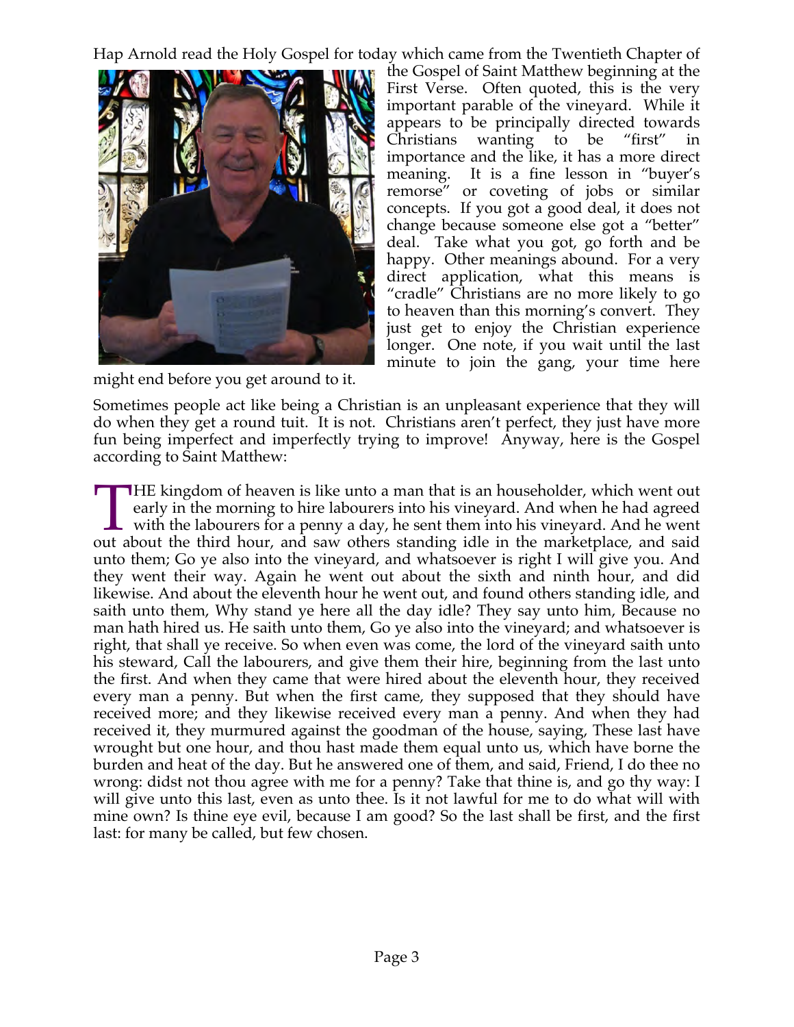Hap Arnold read the Holy Gospel for today which came from the Twentieth Chapter of the Gospel of Saint Matthew beginning at the First Verse. Often quoted, this is the very important parable of the vineyard. While it appears to be principally directed towards Christians wanting to be "first" in importance and the like, it has a more direct meaning. It is a fine lesson in "buyer's remorse" or coveting of jobs or similar concepts. If you got a good deal, it does not change because someone else got a "better" deal. Take what you got, go forth and be happy. Other meanings abound. For a very direct application, what this means is "cradle" Christians are no more likely to go to heaven than this morning's convert. They just get to enjoy the Christian experience longer. One note, if you wait until the last minute to join the gang, your time here might end before you get around to it.

Sometimes people act like being a Christian is an unpleasant experience that they will do when they get a round tuit. It is not. Christians aren't perfect, they just have more fun being imperfect and imperfectly trying to improve! Anyway, here is the Gospel according to Saint Matthew:

THE kingdom of heaven is like unto a man that is an householder, which went out early in the morning to hire labourers into his vineyard. And when he had agreed with the labourers for a penny a day, he sent them into his vineyard. And he went out about the third hour, and saw others standing idle in the marketplace, and said unto them; Go ye also into the vineyard, and whatsoever is right I will give you. And they went their way. Again he went out about the sixth and ninth hour, and did likewise. And about the eleventh hour he went out, and found others standing idle, and saith unto them, Why stand ye here all the day idle? They say unto him, Because no man hath hired us. He saith unto them, Go ye also into the vineyard; and whatsoever is right, that shall ye receive. So when even was come, the lord of the vineyard saith unto his steward, Call the labourers, and give them their hire, beginning from the last unto the first. And when they came that were hired about the eleventh hour, they received every man a penny. But when the first came, they supposed that they should have received more; and they likewise received every man a penny. And when they had received it, they murmured against the goodman of the house, saying, These last have wrought but one hour, and thou hast made them equal unto us, which have borne the burden and heat of the day. But he answered one of them, and said, Friend, I do thee no wrong: didst not thou agree with me for a penny? Take that thine is, and go thy way: I will give unto this last, even as unto thee. Is it not lawful for me to do what will with mine own? Is thine eye evil, because I am good? So the last shall be first, and the first last: for many be called, but few chosen.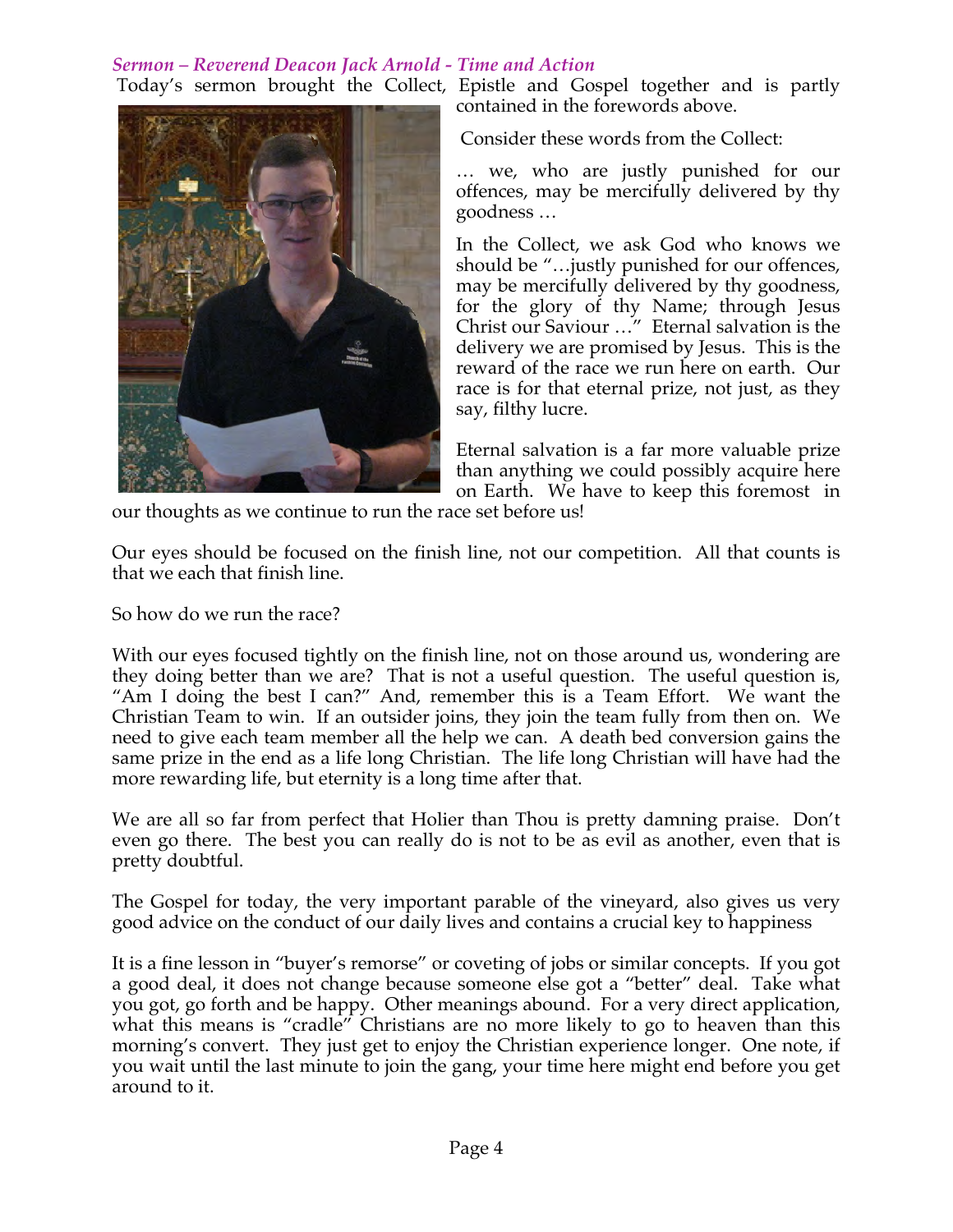*Sermon – Reverend Deacon Jack Arnold - Time and Action*

Today's sermon brought the Collect, Epistle and Gospel together and is partly contained in the forewords above.

Consider these words from the Collect:

… we, who are justly punished for our offences, may be mercifully delivered by thy goodness …

In the Collect, we ask God who knows we should be "…justly punished for our offences, may be mercifully delivered by thy goodness, for the glory of thy Name; through Jesus Christ our Saviour …" Eternal salvation is the delivery we are promised by Jesus. This is the reward of the race we run here on earth. Our race is for that eternal prize, not just, as they say, filthy lucre.

Eternal salvation is a far more valuable prize than anything we could possibly acquire here on Earth. We have to keep this foremost in our thoughts as we continue to run the race set before us!

Our eyes should be focused on the finish line, not our competition. All that counts is that we each that finish line.

So how do we run the race?

With our eyes focused tightly on the finish line, not on those around us, wondering are they doing better than we are? That is not a useful question. The useful question is, "Am I doing the best I can?" And, remember this is a Team Effort. We want the Christian Team to win. If an outsider joins, they join the team fully from then on. We need to give each team member all the help we can. A death bed conversion gains the same prize in the end as a life long Christian. The life long Christian will have had the more rewarding life, but eternity is a long time after that.

We are all so far from perfect that Holier than Thou is pretty damning praise. Don't even go there. The best you can really do is not to be as evil as another, even that is pretty doubtful.

The Gospel for today, the very important parable of the vineyard, also gives us very good advice on the conduct of our daily lives and contains a crucial key to happiness

It is a fine lesson in "buyer's remorse" or coveting of jobs or similar concepts. If you got a good deal, it does not change because someone else got a "better" deal. Take what you got, go forth and be happy. Other meanings abound. For a very direct application, what this means is "cradle" Christians are no more likely to go to heaven than this morning's convert. They just get to enjoy the Christian experience longer. One note, if you wait until the last minute to join the gang, your time here might end before you get around to it.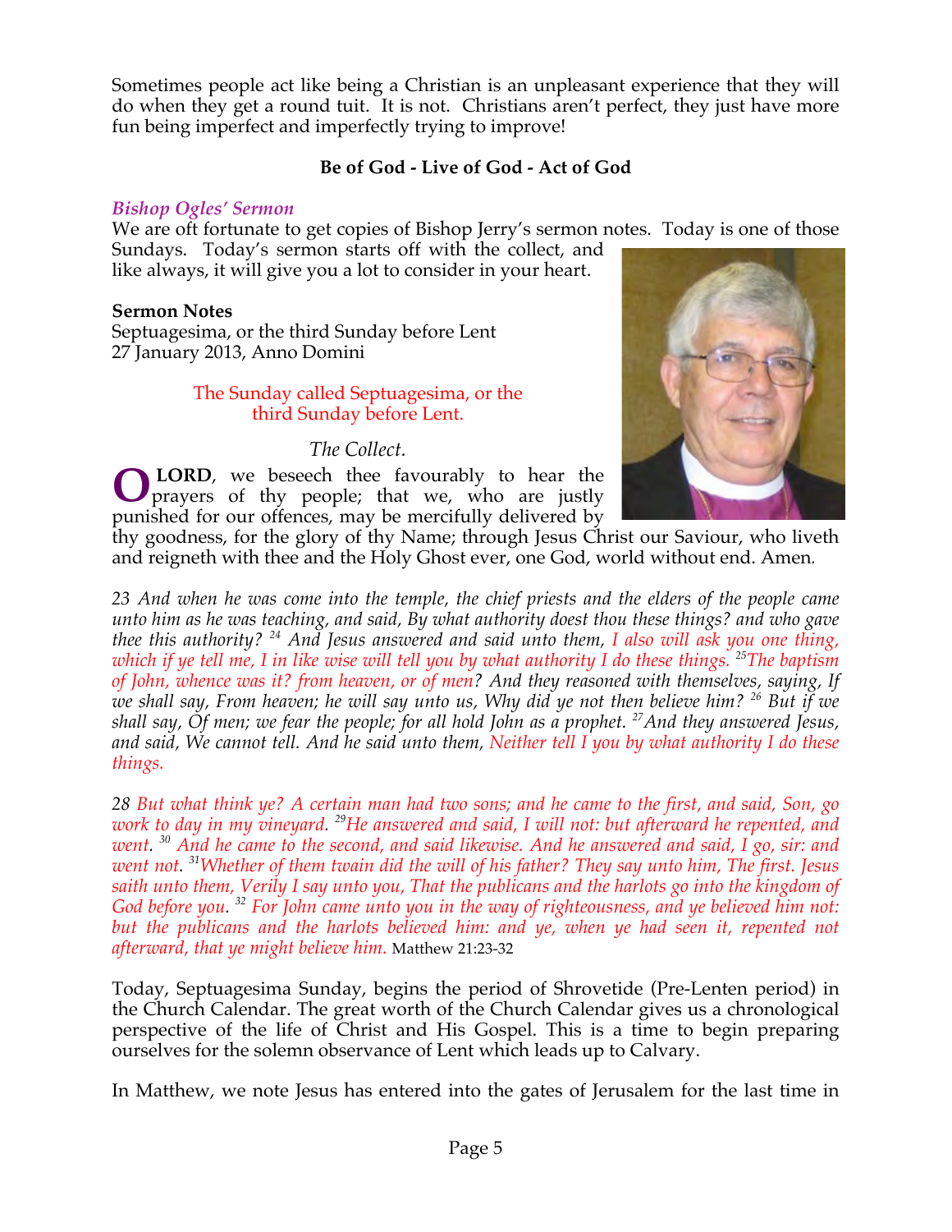Sometimes people act like being a Christian is an unpleasant experience that they will do when they get a round tuit. It is not. Christians aren't perfect, they just have more fun being imperfect and imperfectly trying to improve!

**Be of God - Live of God - Act of God**

### *Bishop Ogles' Sermon*

We are oft fortunate to get copies of Bishop Jerry's sermon notes. Today is one of those Sundays. Today's sermon starts off with the collect, and like always, it will give you a lot to consider in your heart.

**Sermon Notes**
Septuagesima, or the third Sunday before Lent
27 January 2013, Anno Domini

The Sunday called Septuagesima, or the third Sunday before Lent.

*The Collect.*

O **LORD**, we beseech thee favourably to hear the prayers of thy people; that we, who are justly punished for our offences, may be mercifully delivered by thy goodness, for the glory of thy Name; through Jesus Christ our Saviour, who liveth and reigneth with thee and the Holy Ghost ever, one God, world without end. Amen.

*23 And when he was come into the temple, the chief priests and the elders of the people came unto him as he was teaching, and said, By what authority doest thou these things? and who gave thee this authority? 24 And Jesus answered and said unto them, I also will ask you one thing, which if ye tell me, I in like wise will tell you by what authority I do these things. 25 The baptism of John, whence was it? from heaven, or of men? And they reasoned with themselves, saying, If we shall say, From heaven; he will say unto us, Why did ye not then believe him? 26 But if we shall say, Of men; we fear the people; for all hold John as a prophet. 27 And they answered Jesus, and said, We cannot tell. And he said unto them, Neither tell I you by what authority I do these things.*

*28 But what think ye? A certain man had two sons; and he came to the first, and said, Son, go work to day in my vineyard. 29 He answered and said, I will not: but afterward he repented, and went. 30 And he came to the second, and said likewise. And he answered and said, I go, sir: and went not. 31 Whether of them twain did the will of his father? They say unto him, The first. Jesus saith unto them, Verily I say unto you, That the publicans and the harlots go into the kingdom of God before you. 32 For John came unto you in the way of righteousness, and ye believed him not: but the publicans and the harlots believed him: and ye, when ye had seen it, repented not afterward, that ye might believe him.* Matthew 21:23-32

Today, Septuagesima Sunday, begins the period of Shrovetide (Pre-Lenten period) in the Church Calendar. The great worth of the Church Calendar gives us a chronological perspective of the life of Christ and His Gospel. This is a time to begin preparing ourselves for the solemn observance of Lent which leads up to Calvary.

In Matthew, we note Jesus has entered into the gates of Jerusalem for the last time in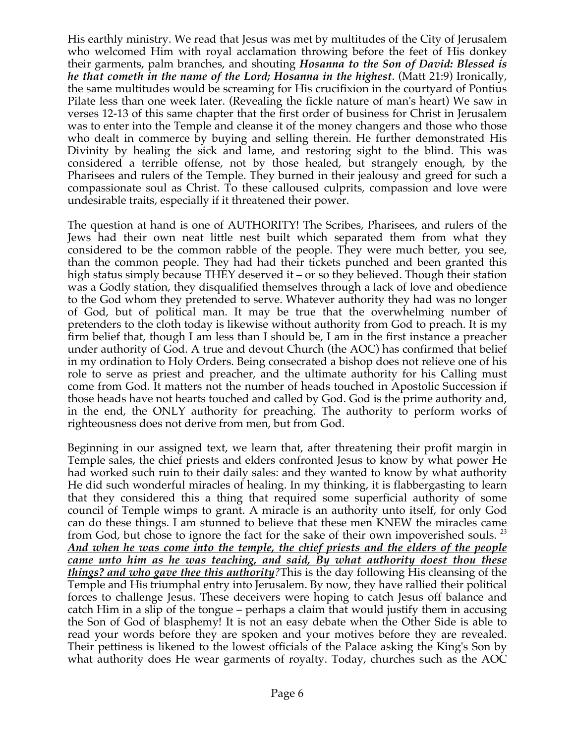His earthly ministry. We read that Jesus was met by multitudes of the City of Jerusalem who welcomed Him with royal acclamation throwing before the feet of His donkey their garments, palm branches, and shouting ***Hosanna to the Son of David: Blessed is he that cometh in the name of the Lord; Hosanna in the highest***. (Matt 21:9) Ironically, the same multitudes would be screaming for His crucifixion in the courtyard of Pontius Pilate less than one week later. (Revealing the fickle nature of man's heart) We saw in verses 12-13 of this same chapter that the first order of business for Christ in Jerusalem was to enter into the Temple and cleanse it of the money changers and those who those who dealt in commerce by buying and selling therein. He further demonstrated His Divinity by healing the sick and lame, and restoring sight to the blind. This was considered a terrible offense, not by those healed, but strangely enough, by the Pharisees and rulers of the Temple. They burned in their jealousy and greed for such a compassionate soul as Christ. To these calloused culprits, compassion and love were undesirable traits, especially if it threatened their power.

The question at hand is one of AUTHORITY! The Scribes, Pharisees, and rulers of the Jews had their own neat little nest built which separated them from what they considered to be the common rabble of the people. They were much better, you see, than the common people. They had had their tickets punched and been granted this high status simply because THEY deserved it – or so they believed. Though their station was a Godly station, they disqualified themselves through a lack of love and obedience to the God whom they pretended to serve. Whatever authority they had was no longer of God, but of political man. It may be true that the overwhelming number of pretenders to the cloth today is likewise without authority from God to preach. It is my firm belief that, though I am less than I should be, I am in the first instance a preacher under authority of God. A true and devout Church (the AOC) has confirmed that belief in my ordination to Holy Orders. Being consecrated a bishop does not relieve one of his role to serve as priest and preacher, and the ultimate authority for his Calling must come from God. It matters not the number of heads touched in Apostolic Succession if those heads have not hearts touched and called by God. God is the prime authority and, in the end, the ONLY authority for preaching. The authority to perform works of righteousness does not derive from men, but from God.

Beginning in our assigned text, we learn that, after threatening their profit margin in Temple sales, the chief priests and elders confronted Jesus to know by what power He had worked such ruin to their daily sales: and they wanted to know by what authority He did such wonderful miracles of healing. In my thinking, it is flabbergasting to learn that they considered this a thing that required some superficial authority of some council of Temple wimps to grant. A miracle is an authority unto itself, for only God can do these things. I am stunned to believe that these men KNEW the miracles came from God, but chose to ignore the fact for the sake of their own impoverished souls. [23] ***<u>And when he was come into the temple, the chief priests and the elders of the people came unto him as he was teaching, and said, By what authority doest thou these things? and who gave thee this authority</u>****?*This is the day following His cleansing of the Temple and His triumphal entry into Jerusalem. By now, they have rallied their political forces to challenge Jesus. These deceivers were hoping to catch Jesus off balance and catch Him in a slip of the tongue – perhaps a claim that would justify them in accusing the Son of God of blasphemy! It is not an easy debate when the Other Side is able to read your words before they are spoken and your motives before they are revealed. Their pettiness is likened to the lowest officials of the Palace asking the King's Son by what authority does He wear garments of royalty. Today, churches such as the AOC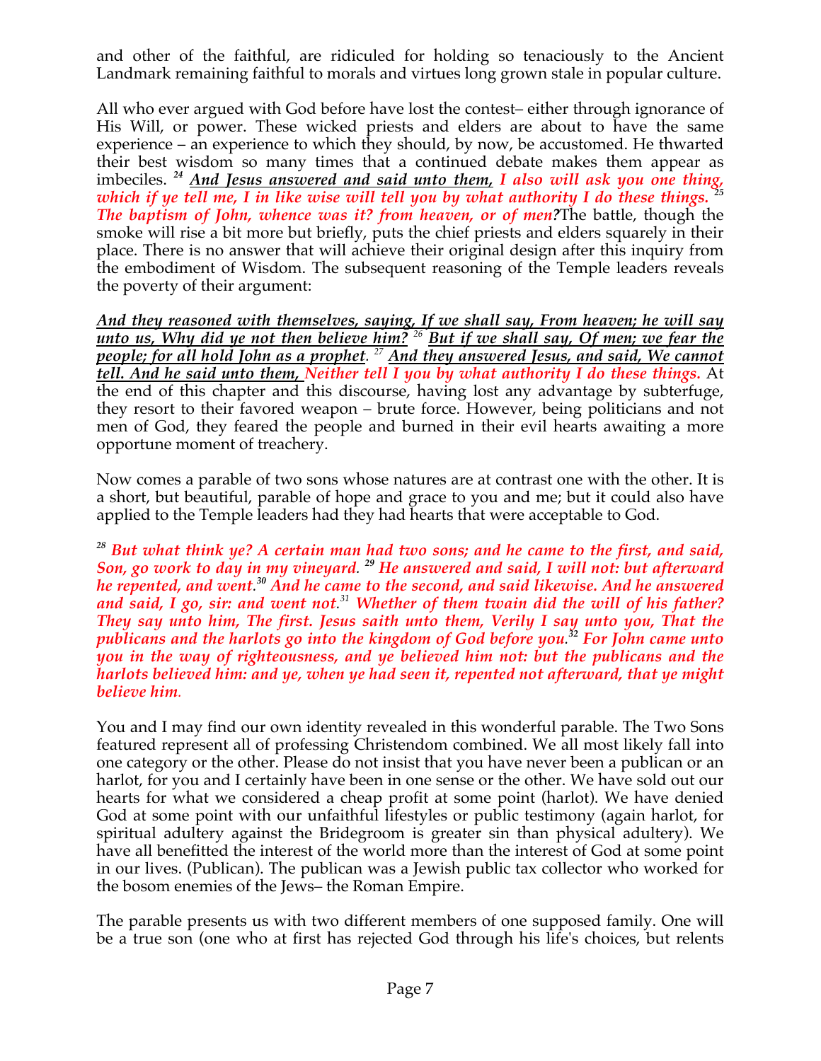and other of the faithful, are ridiculed for holding so tenaciously to the Ancient Landmark remaining faithful to morals and virtues long grown stale in popular culture.

All who ever argued with God before have lost the contest– either through ignorance of His Will, or power. These wicked priests and elders are about to have the same experience – an experience to which they should, by now, be accustomed. He thwarted their best wisdom so many times that a continued debate makes them appear as imbeciles. [24] ***And Jesus answered and said unto them,*** ***I also will ask you one thing, which if ye tell me, I in like wise will tell you by what authority I do these things.*** [25] ***The baptism of John, whence was it? from heaven, or of men?*** The battle, though the smoke will rise a bit more but briefly, puts the chief priests and elders squarely in their place. There is no answer that will achieve their original design after this inquiry from the embodiment of Wisdom. The subsequent reasoning of the Temple leaders reveals the poverty of their argument:

***And they reasoned with themselves, saying, If we shall say, From heaven; he will say unto us, Why did ye not then believe him?*** [26] ***But if we shall say, Of men; we fear the people; for all hold John as a prophet.*** [27] ***And they answered Jesus, and said, We cannot tell. And he said unto them,*** ***Neither tell I you by what authority I do these things.*** At the end of this chapter and this discourse, having lost any advantage by subterfuge, they resort to their favored weapon – brute force. However, being politicians and not men of God, they feared the people and burned in their evil hearts awaiting a more opportune moment of treachery.

Now comes a parable of two sons whose natures are at contrast one with the other. It is a short, but beautiful, parable of hope and grace to you and me; but it could also have applied to the Temple leaders had they had hearts that were acceptable to God.

[28] ***But what think ye? A certain man had two sons; and he came to the first, and said, Son, go work to day in my vineyard.*** [29] ***He answered and said, I will not: but afterward he repented, and went.*** [30] ***And he came to the second, and said likewise. And he answered and said, I go, sir: and went not.*** [31] ***Whether of them twain did the will of his father? They say unto him, The first. Jesus saith unto them, Verily I say unto you, That the publicans and the harlots go into the kingdom of God before you.*** [32] ***For John came unto you in the way of righteousness, and ye believed him not: but the publicans and the harlots believed him: and ye, when ye had seen it, repented not afterward, that ye might believe him.***

You and I may find our own identity revealed in this wonderful parable. The Two Sons featured represent all of professing Christendom combined. We all most likely fall into one category or the other. Please do not insist that you have never been a publican or an harlot, for you and I certainly have been in one sense or the other. We have sold out our hearts for what we considered a cheap profit at some point (harlot). We have denied God at some point with our unfaithful lifestyles or public testimony (again harlot, for spiritual adultery against the Bridegroom is greater sin than physical adultery). We have all benefitted the interest of the world more than the interest of God at some point in our lives. (Publican). The publican was a Jewish public tax collector who worked for the bosom enemies of the Jews– the Roman Empire.

The parable presents us with two different members of one supposed family. One will be a true son (one who at first has rejected God through his life's choices, but relents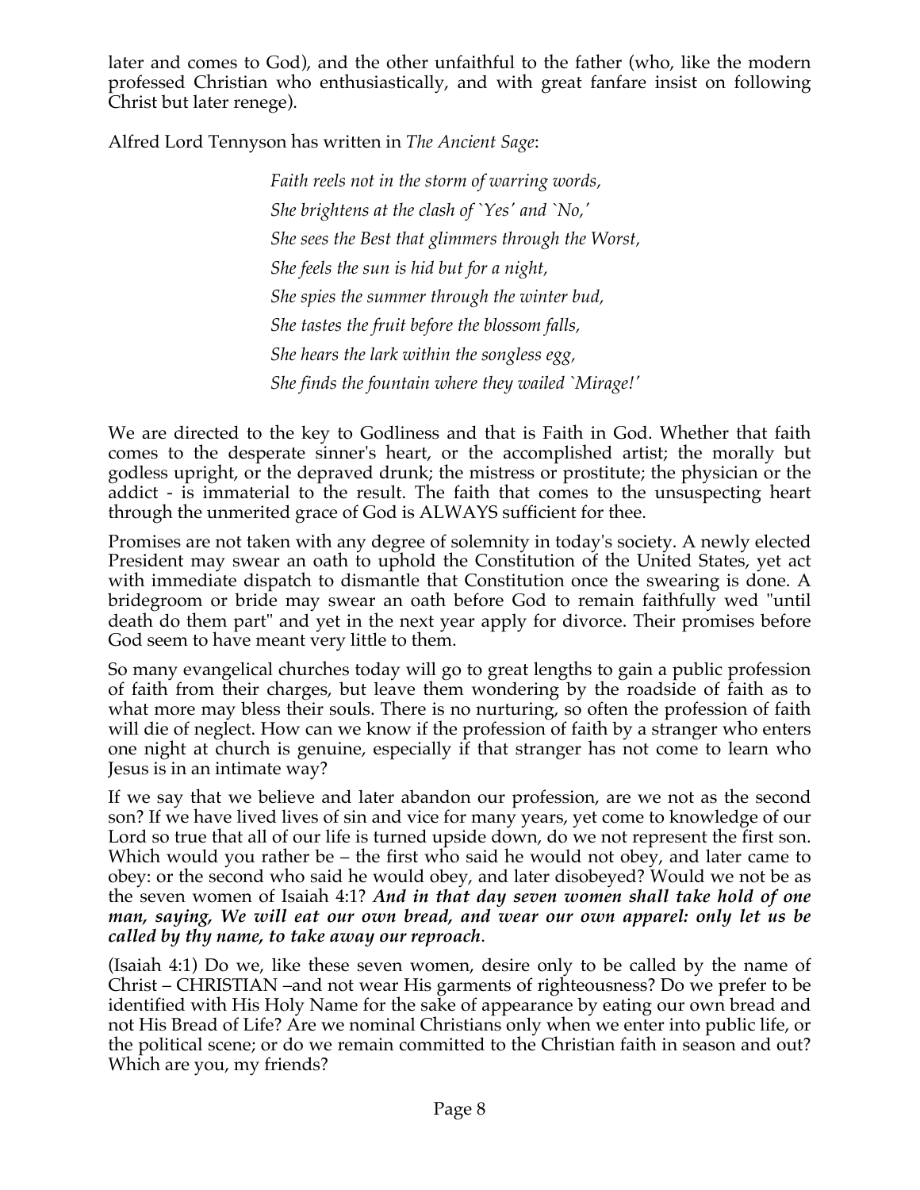later and comes to God), and the other unfaithful to the father (who, like the modern professed Christian who enthusiastically, and with great fanfare insist on following Christ but later renege).

Alfred Lord Tennyson has written in *The Ancient Sage*:

> *Faith reels not in the storm of warring words,*
> *She brightens at the clash of `Yes' and `No,'*
> *She sees the Best that glimmers through the Worst,*
> *She feels the sun is hid but for a night,*
> *She spies the summer through the winter bud,*
> *She tastes the fruit before the blossom falls,*
> *She hears the lark within the songless egg,*
> *She finds the fountain where they wailed `Mirage!'*

We are directed to the key to Godliness and that is Faith in God. Whether that faith comes to the desperate sinner's heart, or the accomplished artist; the morally but godless upright, or the depraved drunk; the mistress or prostitute; the physician or the addict - is immaterial to the result. The faith that comes to the unsuspecting heart through the unmerited grace of God is ALWAYS sufficient for thee.

Promises are not taken with any degree of solemnity in today's society. A newly elected President may swear an oath to uphold the Constitution of the United States, yet act with immediate dispatch to dismantle that Constitution once the swearing is done. A bridegroom or bride may swear an oath before God to remain faithfully wed "until death do them part" and yet in the next year apply for divorce. Their promises before God seem to have meant very little to them.

So many evangelical churches today will go to great lengths to gain a public profession of faith from their charges, but leave them wondering by the roadside of faith as to what more may bless their souls. There is no nurturing, so often the profession of faith will die of neglect. How can we know if the profession of faith by a stranger who enters one night at church is genuine, especially if that stranger has not come to learn who Jesus is in an intimate way?

If we say that we believe and later abandon our profession, are we not as the second son? If we have lived lives of sin and vice for many years, yet come to knowledge of our Lord so true that all of our life is turned upside down, do we not represent the first son. Which would you rather be – the first who said he would not obey, and later came to obey: or the second who said he would obey, and later disobeyed? Would we not be as the seven women of Isaiah 4:1? ***And in that day seven women shall take hold of one man, saying, We will eat our own bread, and wear our own apparel: only let us be called by thy name, to take away our reproach***.

(Isaiah 4:1) Do we, like these seven women, desire only to be called by the name of Christ – CHRISTIAN –and not wear His garments of righteousness? Do we prefer to be identified with His Holy Name for the sake of appearance by eating our own bread and not His Bread of Life? Are we nominal Christians only when we enter into public life, or the political scene; or do we remain committed to the Christian faith in season and out? Which are you, my friends?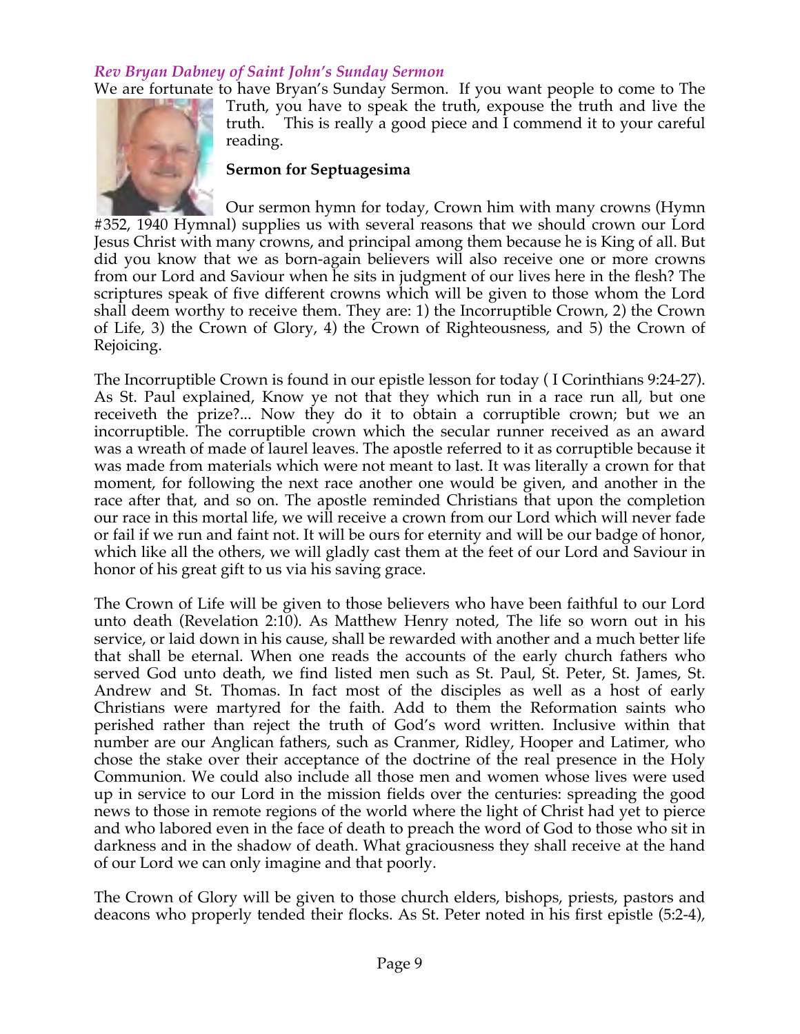*Rev Bryan Dabney of Saint John's Sunday Sermon*

We are fortunate to have Bryan's Sunday Sermon. If you want people to come to The Truth, you have to speak the truth, expouse the truth and live the truth. This is really a good piece and I commend it to your careful reading.

**Sermon for Septuagesima**

Our sermon hymn for today, Crown him with many crowns (Hymn #352, 1940 Hymnal) supplies us with several reasons that we should crown our Lord Jesus Christ with many crowns, and principal among them because he is King of all. But did you know that we as born-again believers will also receive one or more crowns from our Lord and Saviour when he sits in judgment of our lives here in the flesh? The scriptures speak of five different crowns which will be given to those whom the Lord shall deem worthy to receive them. They are: 1) the Incorruptible Crown, 2) the Crown of Life, 3) the Crown of Glory, 4) the Crown of Righteousness, and 5) the Crown of Rejoicing.

The Incorruptible Crown is found in our epistle lesson for today ( I Corinthians 9:24-27). As St. Paul explained, Know ye not that they which run in a race run all, but one receiveth the prize?... Now they do it to obtain a corruptible crown; but we an incorruptible. The corruptible crown which the secular runner received as an award was a wreath of made of laurel leaves. The apostle referred to it as corruptible because it was made from materials which were not meant to last. It was literally a crown for that moment, for following the next race another one would be given, and another in the race after that, and so on. The apostle reminded Christians that upon the completion our race in this mortal life, we will receive a crown from our Lord which will never fade or fail if we run and faint not. It will be ours for eternity and will be our badge of honor, which like all the others, we will gladly cast them at the feet of our Lord and Saviour in honor of his great gift to us via his saving grace.

The Crown of Life will be given to those believers who have been faithful to our Lord unto death (Revelation 2:10). As Matthew Henry noted, The life so worn out in his service, or laid down in his cause, shall be rewarded with another and a much better life that shall be eternal. When one reads the accounts of the early church fathers who served God unto death, we find listed men such as St. Paul, St. Peter, St. James, St. Andrew and St. Thomas. In fact most of the disciples as well as a host of early Christians were martyred for the faith. Add to them the Reformation saints who perished rather than reject the truth of God's word written. Inclusive within that number are our Anglican fathers, such as Cranmer, Ridley, Hooper and Latimer, who chose the stake over their acceptance of the doctrine of the real presence in the Holy Communion. We could also include all those men and women whose lives were used up in service to our Lord in the mission fields over the centuries: spreading the good news to those in remote regions of the world where the light of Christ had yet to pierce and who labored even in the face of death to preach the word of God to those who sit in darkness and in the shadow of death. What graciousness they shall receive at the hand of our Lord we can only imagine and that poorly.

The Crown of Glory will be given to those church elders, bishops, priests, pastors and deacons who properly tended their flocks. As St. Peter noted in his first epistle (5:2-4),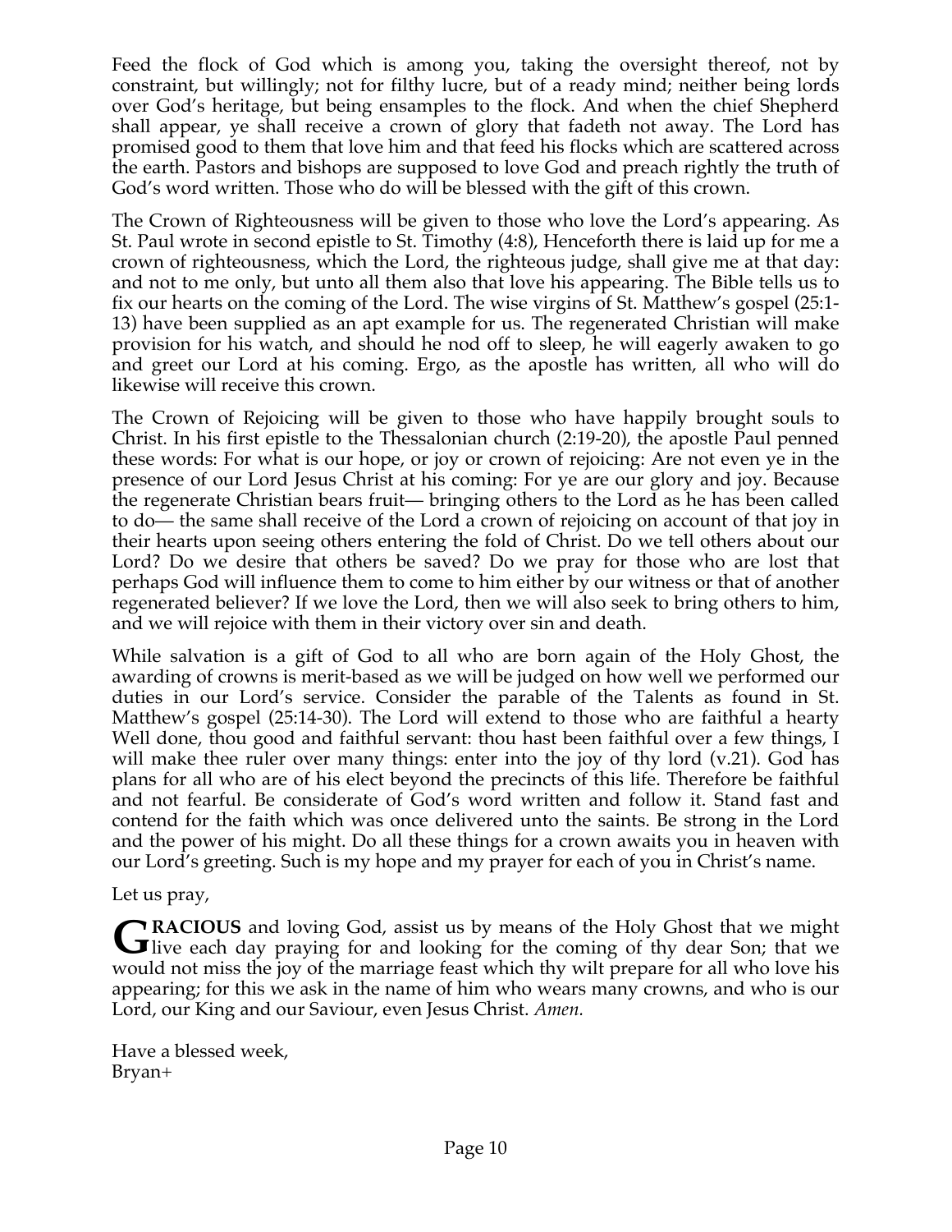Feed the flock of God which is among you, taking the oversight thereof, not by constraint, but willingly; not for filthy lucre, but of a ready mind; neither being lords over God's heritage, but being ensamples to the flock. And when the chief Shepherd shall appear, ye shall receive a crown of glory that fadeth not away. The Lord has promised good to them that love him and that feed his flocks which are scattered across the earth. Pastors and bishops are supposed to love God and preach rightly the truth of God's word written. Those who do will be blessed with the gift of this crown.

The Crown of Righteousness will be given to those who love the Lord's appearing. As St. Paul wrote in second epistle to St. Timothy (4:8), Henceforth there is laid up for me a crown of righteousness, which the Lord, the righteous judge, shall give me at that day: and not to me only, but unto all them also that love his appearing. The Bible tells us to fix our hearts on the coming of the Lord. The wise virgins of St. Matthew's gospel (25:1-13) have been supplied as an apt example for us. The regenerated Christian will make provision for his watch, and should he nod off to sleep, he will eagerly awaken to go and greet our Lord at his coming. Ergo, as the apostle has written, all who will do likewise will receive this crown.

The Crown of Rejoicing will be given to those who have happily brought souls to Christ. In his first epistle to the Thessalonian church (2:19-20), the apostle Paul penned these words: For what is our hope, or joy or crown of rejoicing: Are not even ye in the presence of our Lord Jesus Christ at his coming: For ye are our glory and joy. Because the regenerate Christian bears fruit— bringing others to the Lord as he has been called to do— the same shall receive of the Lord a crown of rejoicing on account of that joy in their hearts upon seeing others entering the fold of Christ. Do we tell others about our Lord? Do we desire that others be saved? Do we pray for those who are lost that perhaps God will influence them to come to him either by our witness or that of another regenerated believer? If we love the Lord, then we will also seek to bring others to him, and we will rejoice with them in their victory over sin and death.

While salvation is a gift of God to all who are born again of the Holy Ghost, the awarding of crowns is merit-based as we will be judged on how well we performed our duties in our Lord's service. Consider the parable of the Talents as found in St. Matthew's gospel (25:14-30). The Lord will extend to those who are faithful a hearty Well done, thou good and faithful servant: thou hast been faithful over a few things, I will make thee ruler over many things: enter into the joy of thy lord (v.21). God has plans for all who are of his elect beyond the precincts of this life. Therefore be faithful and not fearful. Be considerate of God's word written and follow it. Stand fast and contend for the faith which was once delivered unto the saints. Be strong in the Lord and the power of his might. Do all these things for a crown awaits you in heaven with our Lord's greeting. Such is my hope and my prayer for each of you in Christ's name.

Let us pray,

**GRACIOUS** and loving God, assist us by means of the Holy Ghost that we might live each day praying for and looking for the coming of thy dear Son; that we would not miss the joy of the marriage feast which thy wilt prepare for all who love his appearing; for this we ask in the name of him who wears many crowns, and who is our Lord, our King and our Saviour, even Jesus Christ. *Amen.*

Have a blessed week,
Bryan+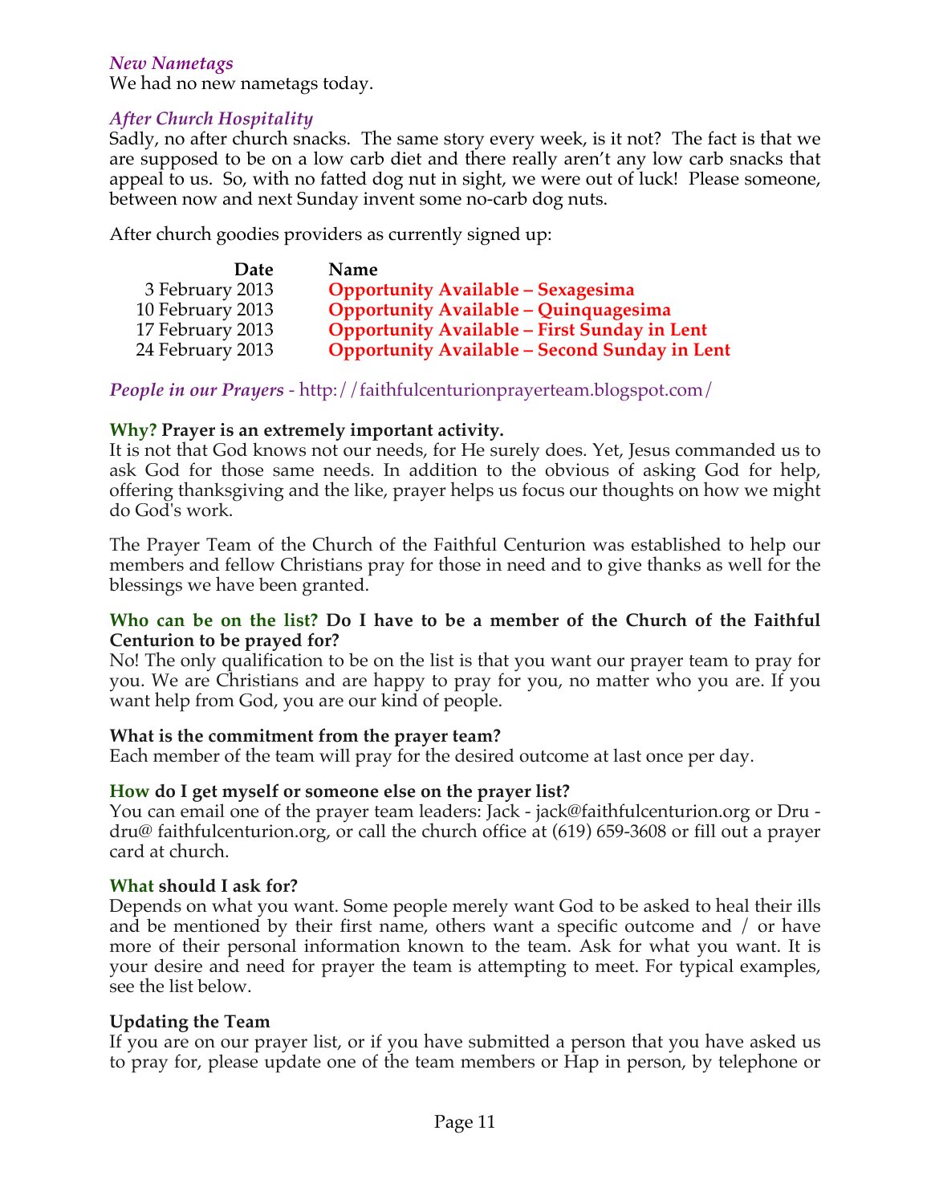*New Nametags*

We had no new nametags today.

*After Church Hospitality*

Sadly, no after church snacks. The same story every week, is it not? The fact is that we are supposed to be on a low carb diet and there really aren't any low carb snacks that appeal to us. So, with no fatted dog nut in sight, we were out of luck! Please someone, between now and next Sunday invent some no-carb dog nuts.

After church goodies providers as currently signed up:

| Date | Name |
|---|---|
| 3 February 2013 | **Opportunity Available – Sexagesima** |
| 10 February 2013 | **Opportunity Available – Quinquagesima** |
| 17 February 2013 | **Opportunity Available – First Sunday in Lent** |
| 24 February 2013 | **Opportunity Available – Second Sunday in Lent** |

*People in our Prayers* - http://faithfulcenturionprayerteam.blogspot.com/

**Why? Prayer is an extremely important activity.**

It is not that God knows not our needs, for He surely does. Yet, Jesus commanded us to ask God for those same needs. In addition to the obvious of asking God for help, offering thanksgiving and the like, prayer helps us focus our thoughts on how we might do God's work.

The Prayer Team of the Church of the Faithful Centurion was established to help our members and fellow Christians pray for those in need and to give thanks as well for the blessings we have been granted.

**Who can be on the list? Do I have to be a member of the Church of the Faithful Centurion to be prayed for?**

No! The only qualification to be on the list is that you want our prayer team to pray for you. We are Christians and are happy to pray for you, no matter who you are. If you want help from God, you are our kind of people.

**What is the commitment from the prayer team?**

Each member of the team will pray for the desired outcome at last once per day.

**How do I get myself or someone else on the prayer list?**

You can email one of the prayer team leaders: Jack - jack@faithfulcenturion.org or Dru - dru@ faithfulcenturion.org, or call the church office at (619) 659-3608 or fill out a prayer card at church.

**What should I ask for?**

Depends on what you want. Some people merely want God to be asked to heal their ills and be mentioned by their first name, others want a specific outcome and / or have more of their personal information known to the team. Ask for what you want. It is your desire and need for prayer the team is attempting to meet. For typical examples, see the list below.

**Updating the Team**

If you are on our prayer list, or if you have submitted a person that you have asked us to pray for, please update one of the team members or Hap in person, by telephone or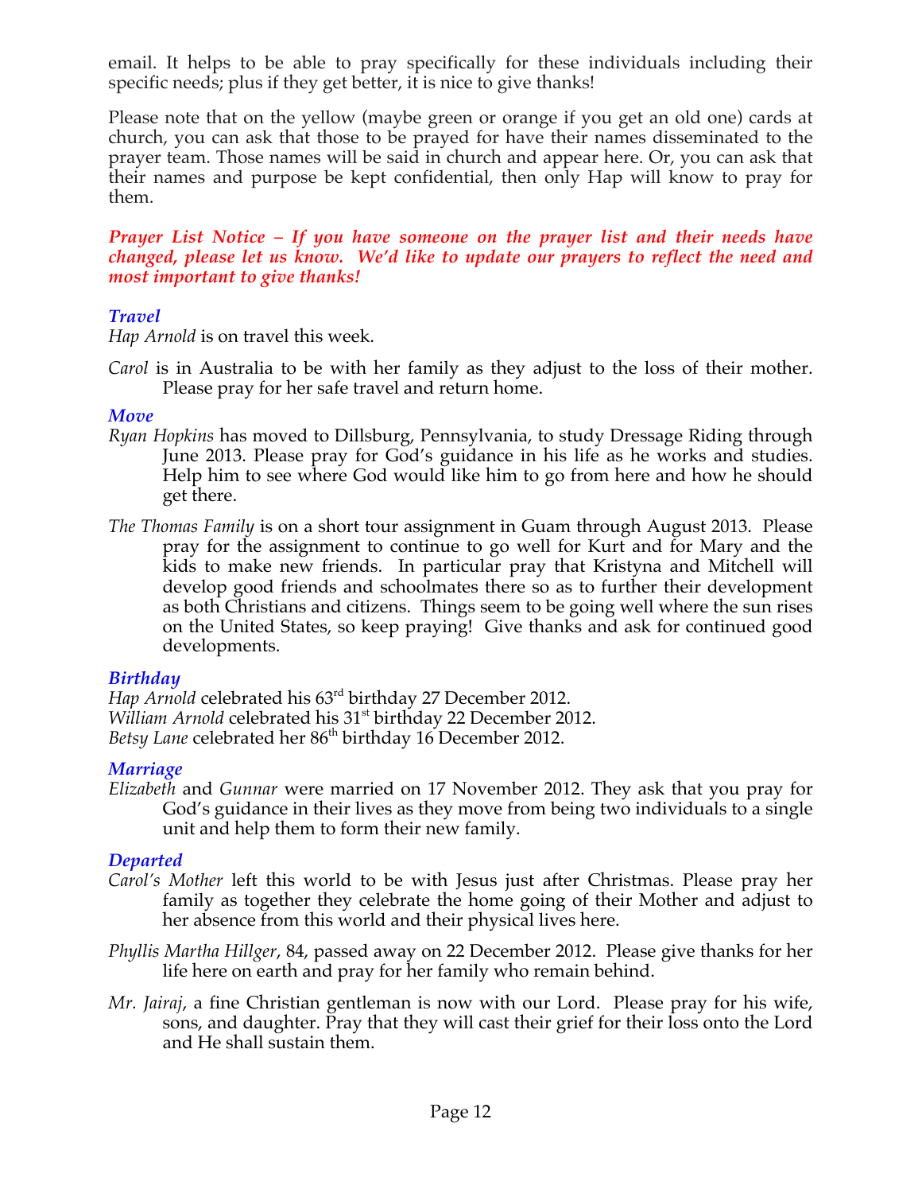email. It helps to be able to pray specifically for these individuals including their specific needs; plus if they get better, it is nice to give thanks!

Please note that on the yellow (maybe green or orange if you get an old one) cards at church, you can ask that those to be prayed for have their names disseminated to the prayer team. Those names will be said in church and appear here. Or, you can ask that their names and purpose be kept confidential, then only Hap will know to pray for them.

***Prayer List Notice – If you have someone on the prayer list and their needs have changed, please let us know. We'd like to update our prayers to reflect the need and most important to give thanks!***

### *Travel*

*Hap Arnold* is on travel this week.

*Carol* is in Australia to be with her family as they adjust to the loss of their mother. Please pray for her safe travel and return home.

### *Move*

*Ryan Hopkins* has moved to Dillsburg, Pennsylvania, to study Dressage Riding through June 2013. Please pray for God's guidance in his life as he works and studies. Help him to see where God would like him to go from here and how he should get there.

*The Thomas Family* is on a short tour assignment in Guam through August 2013. Please pray for the assignment to continue to go well for Kurt and for Mary and the kids to make new friends. In particular pray that Kristyna and Mitchell will develop good friends and schoolmates there so as to further their development as both Christians and citizens. Things seem to be going well where the sun rises on the United States, so keep praying! Give thanks and ask for continued good developments.

### *Birthday*

*Hap Arnold* celebrated his 63rd birthday 27 December 2012.
*William Arnold* celebrated his 31st birthday 22 December 2012.
*Betsy Lane* celebrated her 86th birthday 16 December 2012.

### *Marriage*

*Elizabeth* and *Gunnar* were married on 17 November 2012. They ask that you pray for God's guidance in their lives as they move from being two individuals to a single unit and help them to form their new family.

### *Departed*

*Carol's Mother* left this world to be with Jesus just after Christmas. Please pray her family as together they celebrate the home going of their Mother and adjust to her absence from this world and their physical lives here.

*Phyllis Martha Hillger*, 84, passed away on 22 December 2012. Please give thanks for her life here on earth and pray for her family who remain behind.

*Mr. Jairaj*, a fine Christian gentleman is now with our Lord. Please pray for his wife, sons, and daughter. Pray that they will cast their grief for their loss onto the Lord and He shall sustain them.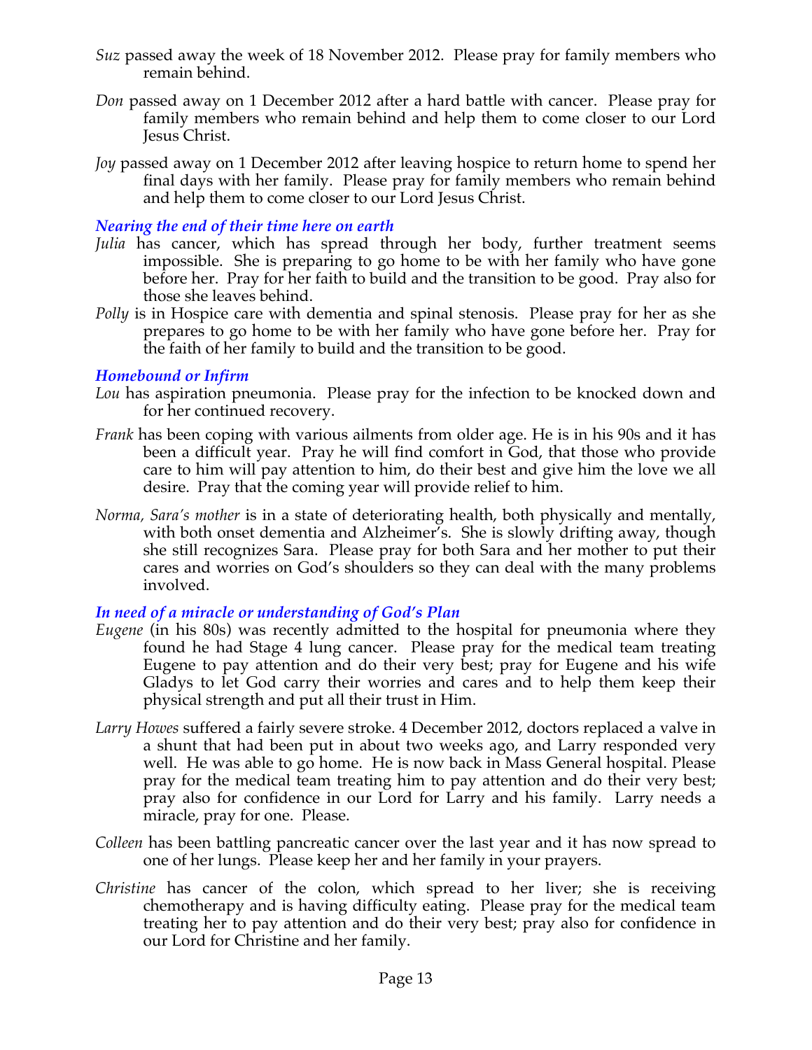*Suz* passed away the week of 18 November 2012. Please pray for family members who remain behind.

*Don* passed away on 1 December 2012 after a hard battle with cancer. Please pray for family members who remain behind and help them to come closer to our Lord Jesus Christ.

*Joy* passed away on 1 December 2012 after leaving hospice to return home to spend her final days with her family. Please pray for family members who remain behind and help them to come closer to our Lord Jesus Christ.

### *Nearing the end of their time here on earth*

*Julia* has cancer, which has spread through her body, further treatment seems impossible. She is preparing to go home to be with her family who have gone before her. Pray for her faith to build and the transition to be good. Pray also for those she leaves behind.

*Polly* is in Hospice care with dementia and spinal stenosis. Please pray for her as she prepares to go home to be with her family who have gone before her. Pray for the faith of her family to build and the transition to be good.

### *Homebound or Infirm*

*Lou* has aspiration pneumonia. Please pray for the infection to be knocked down and for her continued recovery.

*Frank* has been coping with various ailments from older age. He is in his 90s and it has been a difficult year. Pray he will find comfort in God, that those who provide care to him will pay attention to him, do their best and give him the love we all desire. Pray that the coming year will provide relief to him.

*Norma, Sara's mother* is in a state of deteriorating health, both physically and mentally, with both onset dementia and Alzheimer's. She is slowly drifting away, though she still recognizes Sara. Please pray for both Sara and her mother to put their cares and worries on God's shoulders so they can deal with the many problems involved.

### *In need of a miracle or understanding of God's Plan*

*Eugene* (in his 80s) was recently admitted to the hospital for pneumonia where they found he had Stage 4 lung cancer. Please pray for the medical team treating Eugene to pay attention and do their very best; pray for Eugene and his wife Gladys to let God carry their worries and cares and to help them keep their physical strength and put all their trust in Him.

*Larry Howes* suffered a fairly severe stroke. 4 December 2012, doctors replaced a valve in a shunt that had been put in about two weeks ago, and Larry responded very well. He was able to go home. He is now back in Mass General hospital. Please pray for the medical team treating him to pay attention and do their very best; pray also for confidence in our Lord for Larry and his family. Larry needs a miracle, pray for one. Please.

*Colleen* has been battling pancreatic cancer over the last year and it has now spread to one of her lungs. Please keep her and her family in your prayers.

*Christine* has cancer of the colon, which spread to her liver; she is receiving chemotherapy and is having difficulty eating. Please pray for the medical team treating her to pay attention and do their very best; pray also for confidence in our Lord for Christine and her family.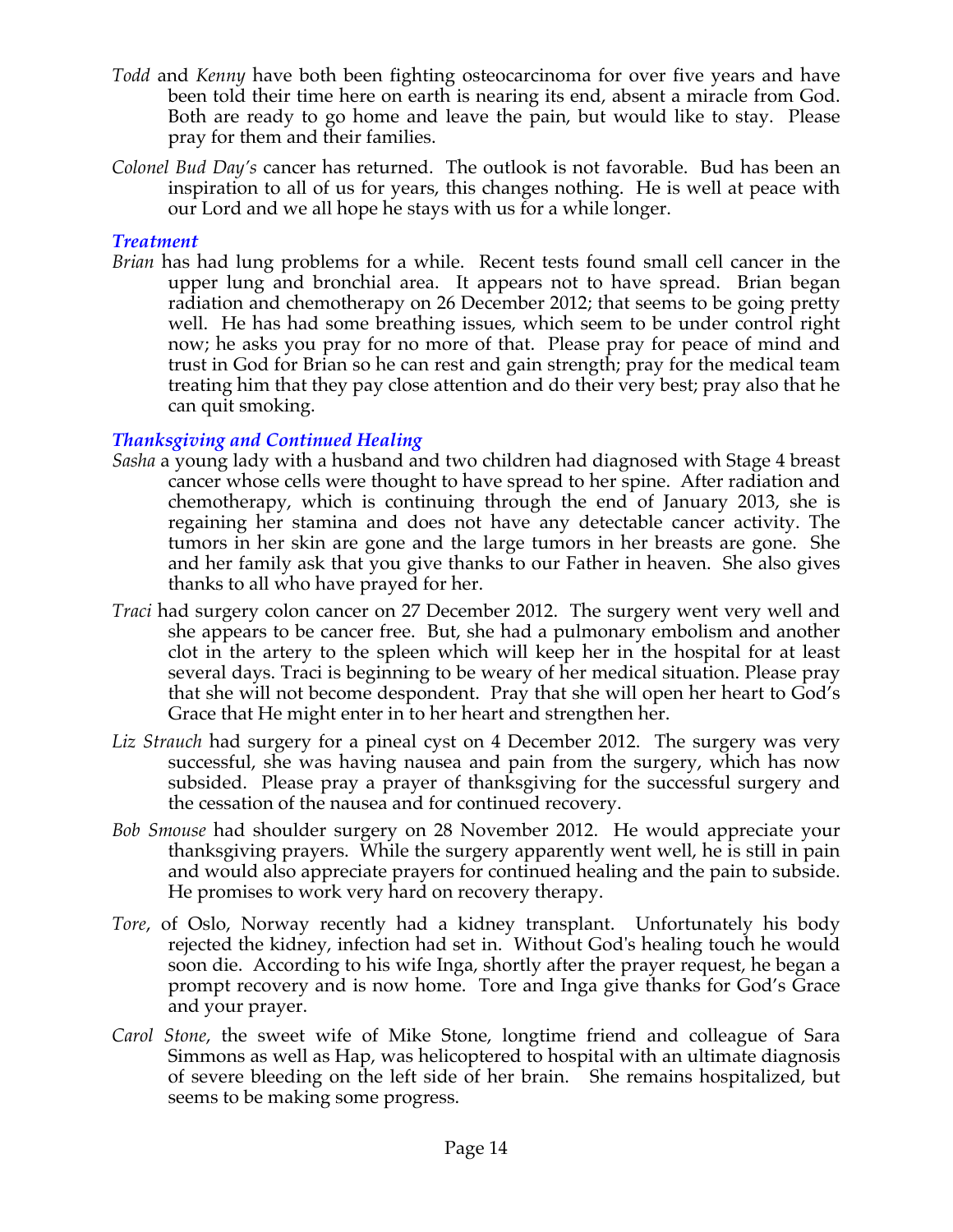*Todd* and *Kenny* have both been fighting osteocarcinoma for over five years and have been told their time here on earth is nearing its end, absent a miracle from God. Both are ready to go home and leave the pain, but would like to stay. Please pray for them and their families.

*Colonel Bud Day's* cancer has returned. The outlook is not favorable. Bud has been an inspiration to all of us for years, this changes nothing. He is well at peace with our Lord and we all hope he stays with us for a while longer.

### *Treatment*

*Brian* has had lung problems for a while. Recent tests found small cell cancer in the upper lung and bronchial area. It appears not to have spread. Brian began radiation and chemotherapy on 26 December 2012; that seems to be going pretty well. He has had some breathing issues, which seem to be under control right now; he asks you pray for no more of that. Please pray for peace of mind and trust in God for Brian so he can rest and gain strength; pray for the medical team treating him that they pay close attention and do their very best; pray also that he can quit smoking.

### *Thanksgiving and Continued Healing*

*Sasha* a young lady with a husband and two children had diagnosed with Stage 4 breast cancer whose cells were thought to have spread to her spine. After radiation and chemotherapy, which is continuing through the end of January 2013, she is regaining her stamina and does not have any detectable cancer activity. The tumors in her skin are gone and the large tumors in her breasts are gone. She and her family ask that you give thanks to our Father in heaven. She also gives thanks to all who have prayed for her.

*Traci* had surgery colon cancer on 27 December 2012. The surgery went very well and she appears to be cancer free. But, she had a pulmonary embolism and another clot in the artery to the spleen which will keep her in the hospital for at least several days. Traci is beginning to be weary of her medical situation. Please pray that she will not become despondent. Pray that she will open her heart to God's Grace that He might enter in to her heart and strengthen her.

*Liz Strauch* had surgery for a pineal cyst on 4 December 2012. The surgery was very successful, she was having nausea and pain from the surgery, which has now subsided. Please pray a prayer of thanksgiving for the successful surgery and the cessation of the nausea and for continued recovery.

*Bob Smouse* had shoulder surgery on 28 November 2012. He would appreciate your thanksgiving prayers. While the surgery apparently went well, he is still in pain and would also appreciate prayers for continued healing and the pain to subside. He promises to work very hard on recovery therapy.

*Tore*, of Oslo, Norway recently had a kidney transplant. Unfortunately his body rejected the kidney, infection had set in. Without God's healing touch he would soon die. According to his wife Inga, shortly after the prayer request, he began a prompt recovery and is now home. Tore and Inga give thanks for God's Grace and your prayer.

*Carol Stone*, the sweet wife of Mike Stone, longtime friend and colleague of Sara Simmons as well as Hap, was helicoptered to hospital with an ultimate diagnosis of severe bleeding on the left side of her brain. She remains hospitalized, but seems to be making some progress.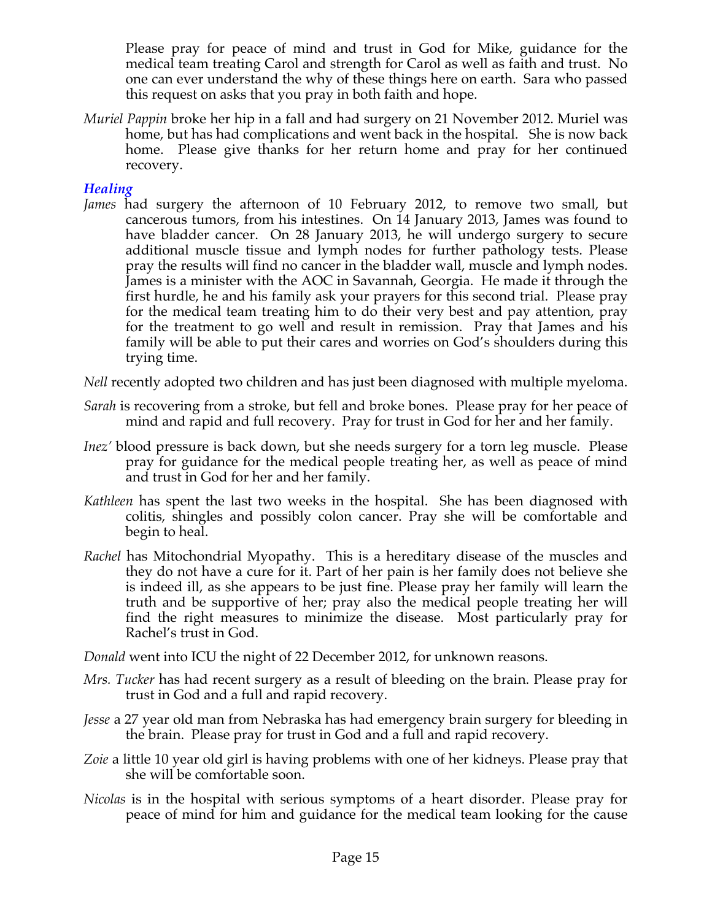Please pray for peace of mind and trust in God for Mike, guidance for the medical team treating Carol and strength for Carol as well as faith and trust. No one can ever understand the why of these things here on earth. Sara who passed this request on asks that you pray in both faith and hope.

*Muriel Pappin* broke her hip in a fall and had surgery on 21 November 2012. Muriel was home, but has had complications and went back in the hospital. She is now back home. Please give thanks for her return home and pray for her continued recovery.

### *Healing*

*James* had surgery the afternoon of 10 February 2012, to remove two small, but cancerous tumors, from his intestines. On 14 January 2013, James was found to have bladder cancer. On 28 January 2013, he will undergo surgery to secure additional muscle tissue and lymph nodes for further pathology tests. Please pray the results will find no cancer in the bladder wall, muscle and lymph nodes. James is a minister with the AOC in Savannah, Georgia. He made it through the first hurdle, he and his family ask your prayers for this second trial. Please pray for the medical team treating him to do their very best and pay attention, pray for the treatment to go well and result in remission. Pray that James and his family will be able to put their cares and worries on God's shoulders during this trying time.

*Nell* recently adopted two children and has just been diagnosed with multiple myeloma.

*Sarah* is recovering from a stroke, but fell and broke bones. Please pray for her peace of mind and rapid and full recovery. Pray for trust in God for her and her family.

*Inez'* blood pressure is back down, but she needs surgery for a torn leg muscle. Please pray for guidance for the medical people treating her, as well as peace of mind and trust in God for her and her family.

*Kathleen* has spent the last two weeks in the hospital. She has been diagnosed with colitis, shingles and possibly colon cancer. Pray she will be comfortable and begin to heal.

*Rachel* has Mitochondrial Myopathy. This is a hereditary disease of the muscles and they do not have a cure for it. Part of her pain is her family does not believe she is indeed ill, as she appears to be just fine. Please pray her family will learn the truth and be supportive of her; pray also the medical people treating her will find the right measures to minimize the disease. Most particularly pray for Rachel's trust in God.

*Donald* went into ICU the night of 22 December 2012, for unknown reasons.

*Mrs. Tucker* has had recent surgery as a result of bleeding on the brain. Please pray for trust in God and a full and rapid recovery.

*Jesse* a 27 year old man from Nebraska has had emergency brain surgery for bleeding in the brain. Please pray for trust in God and a full and rapid recovery.

*Zoie* a little 10 year old girl is having problems with one of her kidneys. Please pray that she will be comfortable soon.

*Nicolas* is in the hospital with serious symptoms of a heart disorder. Please pray for peace of mind for him and guidance for the medical team looking for the cause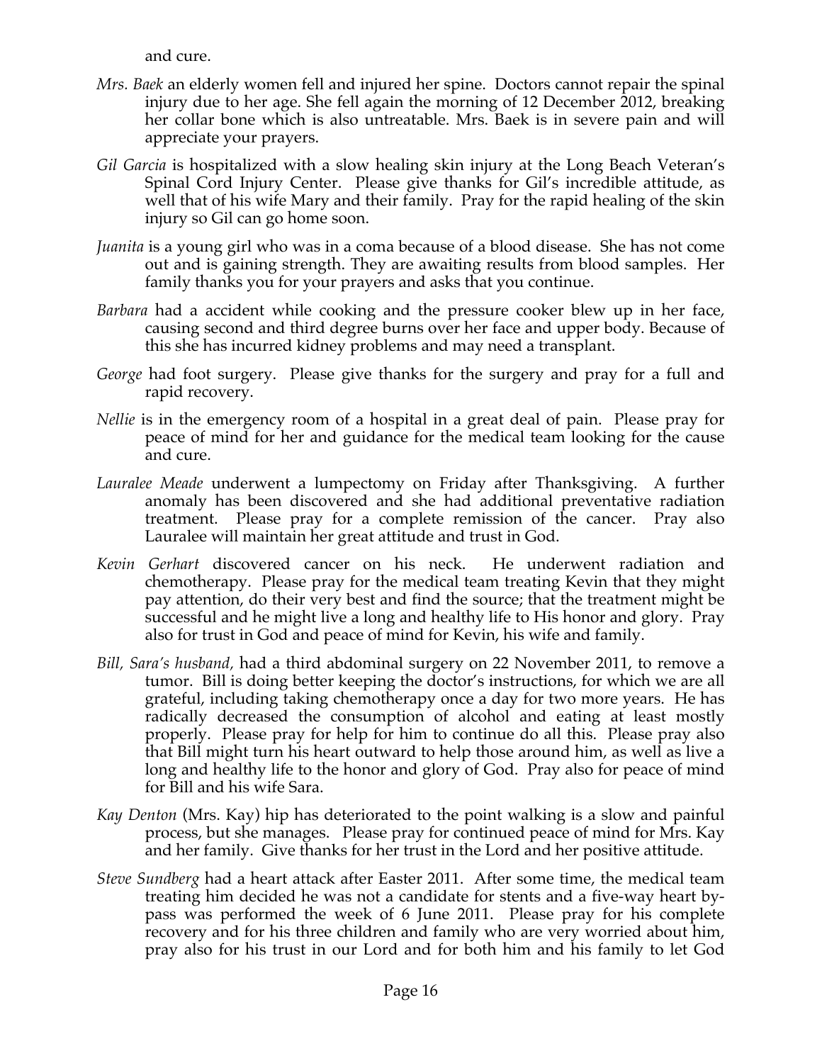and cure.

*Mrs. Baek* an elderly women fell and injured her spine. Doctors cannot repair the spinal injury due to her age. She fell again the morning of 12 December 2012, breaking her collar bone which is also untreatable. Mrs. Baek is in severe pain and will appreciate your prayers.

*Gil Garcia* is hospitalized with a slow healing skin injury at the Long Beach Veteran's Spinal Cord Injury Center. Please give thanks for Gil's incredible attitude, as well that of his wife Mary and their family. Pray for the rapid healing of the skin injury so Gil can go home soon.

*Juanita* is a young girl who was in a coma because of a blood disease. She has not come out and is gaining strength. They are awaiting results from blood samples. Her family thanks you for your prayers and asks that you continue.

*Barbara* had a accident while cooking and the pressure cooker blew up in her face, causing second and third degree burns over her face and upper body. Because of this she has incurred kidney problems and may need a transplant.

*George* had foot surgery. Please give thanks for the surgery and pray for a full and rapid recovery.

*Nellie* is in the emergency room of a hospital in a great deal of pain. Please pray for peace of mind for her and guidance for the medical team looking for the cause and cure.

*Lauralee Meade* underwent a lumpectomy on Friday after Thanksgiving. A further anomaly has been discovered and she had additional preventative radiation treatment. Please pray for a complete remission of the cancer. Pray also Lauralee will maintain her great attitude and trust in God.

*Kevin Gerhart* discovered cancer on his neck. He underwent radiation and chemotherapy. Please pray for the medical team treating Kevin that they might pay attention, do their very best and find the source; that the treatment might be successful and he might live a long and healthy life to His honor and glory. Pray also for trust in God and peace of mind for Kevin, his wife and family.

*Bill, Sara's husband,* had a third abdominal surgery on 22 November 2011, to remove a tumor. Bill is doing better keeping the doctor's instructions, for which we are all grateful, including taking chemotherapy once a day for two more years. He has radically decreased the consumption of alcohol and eating at least mostly properly. Please pray for help for him to continue do all this. Please pray also that Bill might turn his heart outward to help those around him, as well as live a long and healthy life to the honor and glory of God. Pray also for peace of mind for Bill and his wife Sara.

*Kay Denton* (Mrs. Kay) hip has deteriorated to the point walking is a slow and painful process, but she manages. Please pray for continued peace of mind for Mrs. Kay and her family. Give thanks for her trust in the Lord and her positive attitude.

*Steve Sundberg* had a heart attack after Easter 2011. After some time, the medical team treating him decided he was not a candidate for stents and a five-way heart by-pass was performed the week of 6 June 2011. Please pray for his complete recovery and for his three children and family who are very worried about him, pray also for his trust in our Lord and for both him and his family to let God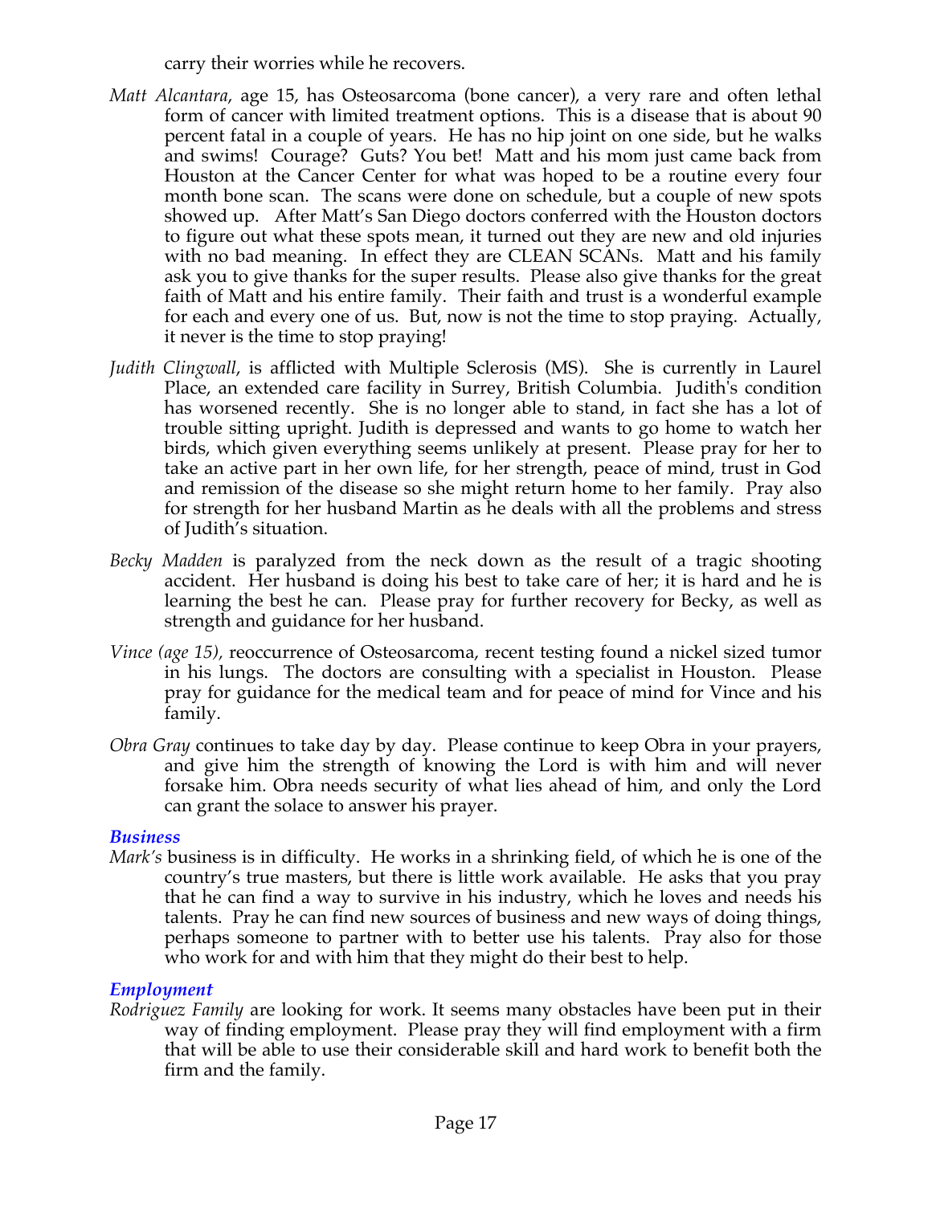carry their worries while he recovers.

*Matt Alcantara*, age 15, has Osteosarcoma (bone cancer), a very rare and often lethal form of cancer with limited treatment options. This is a disease that is about 90 percent fatal in a couple of years. He has no hip joint on one side, but he walks and swims! Courage? Guts? You bet! Matt and his mom just came back from Houston at the Cancer Center for what was hoped to be a routine every four month bone scan. The scans were done on schedule, but a couple of new spots showed up. After Matt's San Diego doctors conferred with the Houston doctors to figure out what these spots mean, it turned out they are new and old injuries with no bad meaning. In effect they are CLEAN SCANs. Matt and his family ask you to give thanks for the super results. Please also give thanks for the great faith of Matt and his entire family. Their faith and trust is a wonderful example for each and every one of us. But, now is not the time to stop praying. Actually, it never is the time to stop praying!

*Judith Clingwall*, is afflicted with Multiple Sclerosis (MS). She is currently in Laurel Place, an extended care facility in Surrey, British Columbia. Judith's condition has worsened recently. She is no longer able to stand, in fact she has a lot of trouble sitting upright. Judith is depressed and wants to go home to watch her birds, which given everything seems unlikely at present. Please pray for her to take an active part in her own life, for her strength, peace of mind, trust in God and remission of the disease so she might return home to her family. Pray also for strength for her husband Martin as he deals with all the problems and stress of Judith's situation.

*Becky Madden* is paralyzed from the neck down as the result of a tragic shooting accident. Her husband is doing his best to take care of her; it is hard and he is learning the best he can. Please pray for further recovery for Becky, as well as strength and guidance for her husband.

*Vince (age 15),* reoccurrence of Osteosarcoma, recent testing found a nickel sized tumor in his lungs. The doctors are consulting with a specialist in Houston. Please pray for guidance for the medical team and for peace of mind for Vince and his family.

*Obra Gray* continues to take day by day. Please continue to keep Obra in your prayers, and give him the strength of knowing the Lord is with him and will never forsake him. Obra needs security of what lies ahead of him, and only the Lord can grant the solace to answer his prayer.

### *Business*

*Mark's* business is in difficulty. He works in a shrinking field, of which he is one of the country's true masters, but there is little work available. He asks that you pray that he can find a way to survive in his industry, which he loves and needs his talents. Pray he can find new sources of business and new ways of doing things, perhaps someone to partner with to better use his talents. Pray also for those who work for and with him that they might do their best to help.

### *Employment*

*Rodriguez Family* are looking for work. It seems many obstacles have been put in their way of finding employment. Please pray they will find employment with a firm that will be able to use their considerable skill and hard work to benefit both the firm and the family.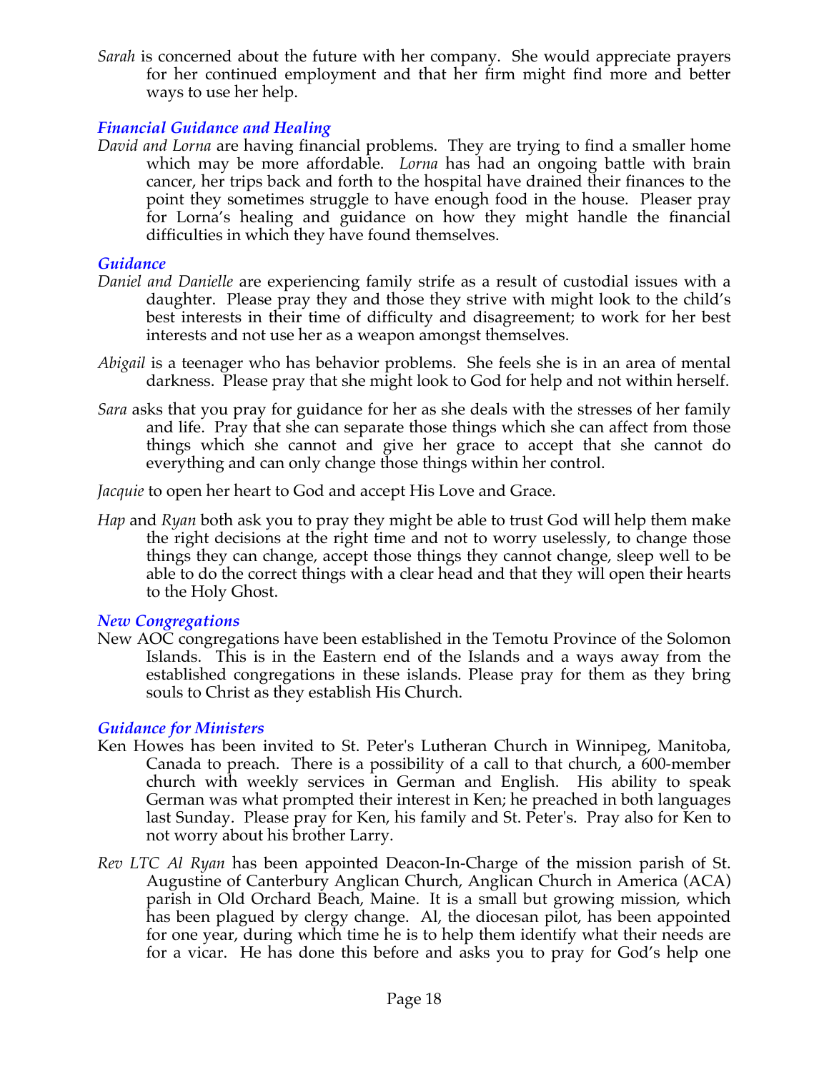*Sarah* is concerned about the future with her company. She would appreciate prayers for her continued employment and that her firm might find more and better ways to use her help.

### *Financial Guidance and Healing*

*David and Lorna* are having financial problems. They are trying to find a smaller home which may be more affordable. *Lorna* has had an ongoing battle with brain cancer, her trips back and forth to the hospital have drained their finances to the point they sometimes struggle to have enough food in the house. Pleaser pray for Lorna's healing and guidance on how they might handle the financial difficulties in which they have found themselves.

### *Guidance*

*Daniel and Danielle* are experiencing family strife as a result of custodial issues with a daughter. Please pray they and those they strive with might look to the child's best interests in their time of difficulty and disagreement; to work for her best interests and not use her as a weapon amongst themselves.

*Abigail* is a teenager who has behavior problems. She feels she is in an area of mental darkness. Please pray that she might look to God for help and not within herself.

*Sara* asks that you pray for guidance for her as she deals with the stresses of her family and life. Pray that she can separate those things which she can affect from those things which she cannot and give her grace to accept that she cannot do everything and can only change those things within her control.

*Jacquie* to open her heart to God and accept His Love and Grace.

*Hap* and *Ryan* both ask you to pray they might be able to trust God will help them make the right decisions at the right time and not to worry uselessly, to change those things they can change, accept those things they cannot change, sleep well to be able to do the correct things with a clear head and that they will open their hearts to the Holy Ghost.

### *New Congregations*

New AOC congregations have been established in the Temotu Province of the Solomon Islands. This is in the Eastern end of the Islands and a ways away from the established congregations in these islands. Please pray for them as they bring souls to Christ as they establish His Church.

### *Guidance for Ministers*

Ken Howes has been invited to St. Peter's Lutheran Church in Winnipeg, Manitoba, Canada to preach. There is a possibility of a call to that church, a 600-member church with weekly services in German and English. His ability to speak German was what prompted their interest in Ken; he preached in both languages last Sunday. Please pray for Ken, his family and St. Peter's. Pray also for Ken to not worry about his brother Larry.

*Rev LTC Al Ryan* has been appointed Deacon-In-Charge of the mission parish of St. Augustine of Canterbury Anglican Church, Anglican Church in America (ACA) parish in Old Orchard Beach, Maine. It is a small but growing mission, which has been plagued by clergy change. Al, the diocesan pilot, has been appointed for one year, during which time he is to help them identify what their needs are for a vicar. He has done this before and asks you to pray for God's help one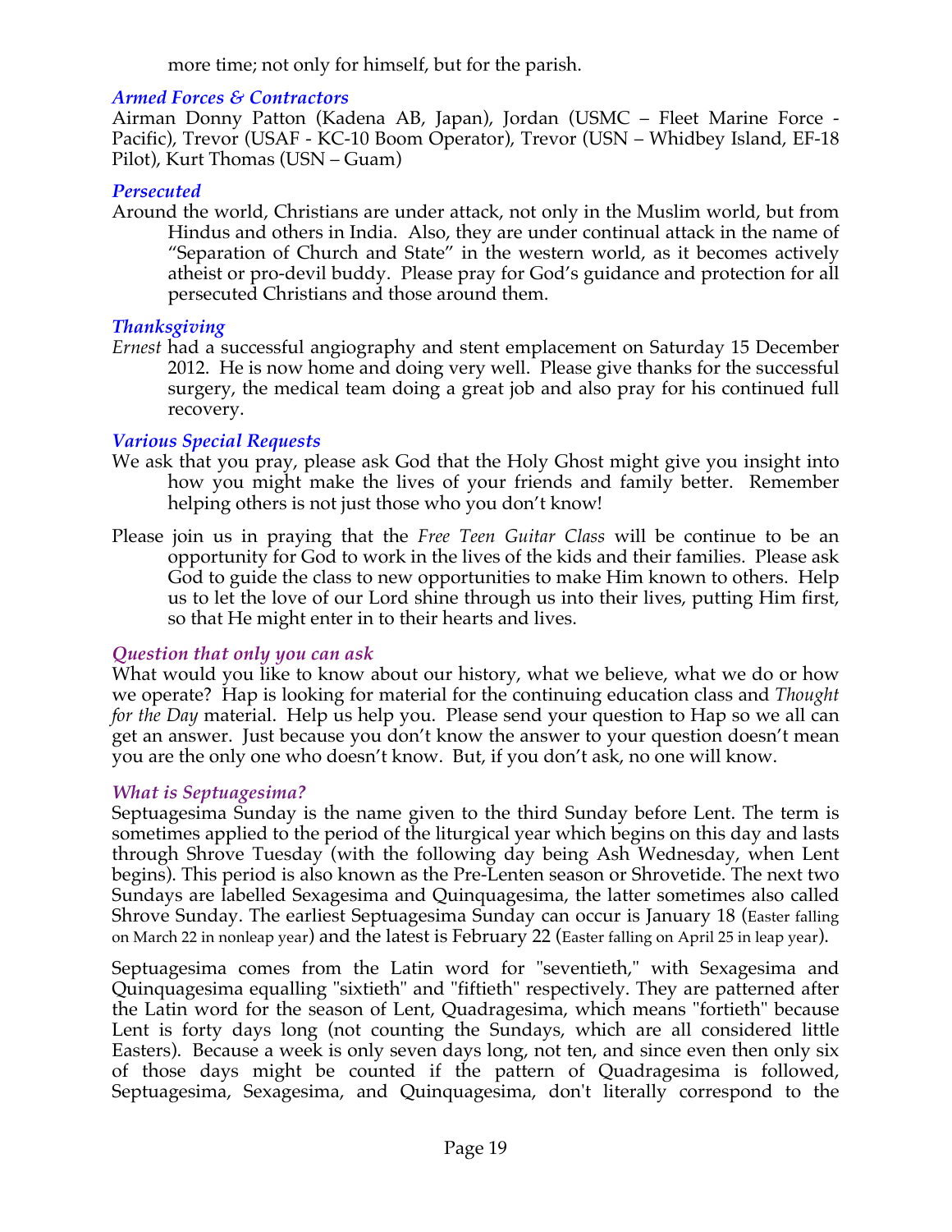more time; not only for himself, but for the parish.

### *Armed Forces & Contractors*

Airman Donny Patton (Kadena AB, Japan), Jordan (USMC – Fleet Marine Force - Pacific), Trevor (USAF - KC-10 Boom Operator), Trevor (USN – Whidbey Island, EF-18 Pilot), Kurt Thomas (USN – Guam)

### *Persecuted*

Around the world, Christians are under attack, not only in the Muslim world, but from Hindus and others in India. Also, they are under continual attack in the name of "Separation of Church and State" in the western world, as it becomes actively atheist or pro-devil buddy. Please pray for God's guidance and protection for all persecuted Christians and those around them.

### *Thanksgiving*

*Ernest* had a successful angiography and stent emplacement on Saturday 15 December 2012. He is now home and doing very well. Please give thanks for the successful surgery, the medical team doing a great job and also pray for his continued full recovery.

### *Various Special Requests*

We ask that you pray, please ask God that the Holy Ghost might give you insight into how you might make the lives of your friends and family better. Remember helping others is not just those who you don't know!

Please join us in praying that the *Free Teen Guitar Class* will be continue to be an opportunity for God to work in the lives of the kids and their families. Please ask God to guide the class to new opportunities to make Him known to others. Help us to let the love of our Lord shine through us into their lives, putting Him first, so that He might enter in to their hearts and lives.

### *Question that only you can ask*

What would you like to know about our history, what we believe, what we do or how we operate? Hap is looking for material for the continuing education class and *Thought for the Day* material. Help us help you. Please send your question to Hap so we all can get an answer. Just because you don't know the answer to your question doesn't mean you are the only one who doesn't know. But, if you don't ask, no one will know.

### *What is Septuagesima?*

Septuagesima Sunday is the name given to the third Sunday before Lent. The term is sometimes applied to the period of the liturgical year which begins on this day and lasts through Shrove Tuesday (with the following day being Ash Wednesday, when Lent begins). This period is also known as the Pre-Lenten season or Shrovetide. The next two Sundays are labelled Sexagesima and Quinquagesima, the latter sometimes also called Shrove Sunday. The earliest Septuagesima Sunday can occur is January 18 (Easter falling on March 22 in nonleap year) and the latest is February 22 (Easter falling on April 25 in leap year).

Septuagesima comes from the Latin word for "seventieth," with Sexagesima and Quinquagesima equalling "sixtieth" and "fiftieth" respectively. They are patterned after the Latin word for the season of Lent, Quadragesima, which means "fortieth" because Lent is forty days long (not counting the Sundays, which are all considered little Easters). Because a week is only seven days long, not ten, and since even then only six of those days might be counted if the pattern of Quadragesima is followed, Septuagesima, Sexagesima, and Quinquagesima, don't literally correspond to the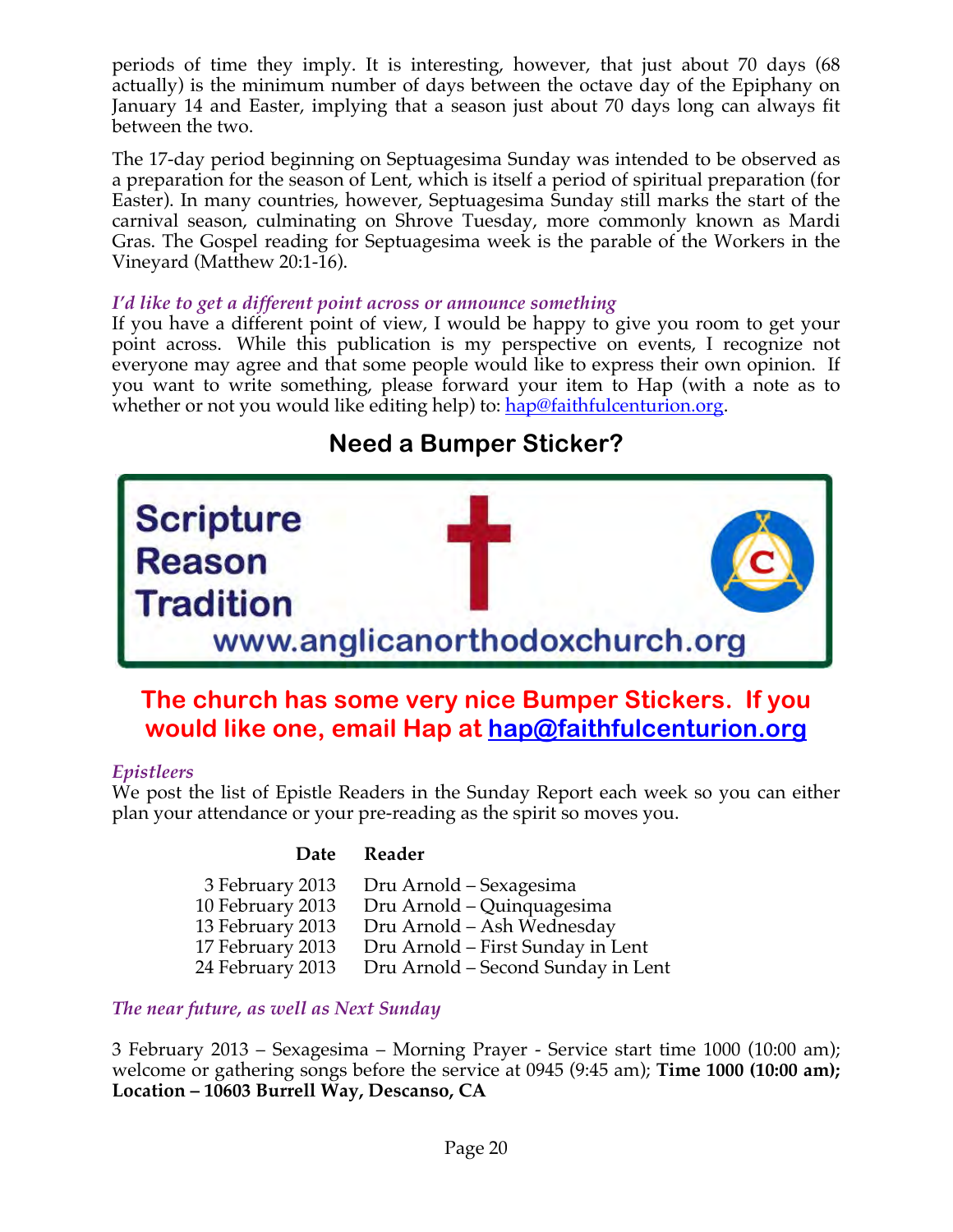periods of time they imply. It is interesting, however, that just about 70 days (68 actually) is the minimum number of days between the octave day of the Epiphany on January 14 and Easter, implying that a season just about 70 days long can always fit between the two.

The 17-day period beginning on Septuagesima Sunday was intended to be observed as a preparation for the season of Lent, which is itself a period of spiritual preparation (for Easter). In many countries, however, Septuagesima Sunday still marks the start of the carnival season, culminating on Shrove Tuesday, more commonly known as Mardi Gras. The Gospel reading for Septuagesima week is the parable of the Workers in the Vineyard (Matthew 20:1-16).

*I'd like to get a different point across or announce something*

If you have a different point of view, I would be happy to give you room to get your point across. While this publication is my perspective on events, I recognize not everyone may agree and that some people would like to express their own opinion. If you want to write something, please forward your item to Hap (with a note as to whether or not you would like editing help) to: hap@faithfulcenturion.org.

## Need a Bumper Sticker?

Scripture
Reason
Tradition
www.anglicanorthodoxchurch.org

**The church has some very nice Bumper Stickers. If you would like one, email Hap at hap@faithfulcenturion.org**

*Epistleers*

We post the list of Epistle Readers in the Sunday Report each week so you can either plan your attendance or your pre-reading as the spirit so moves you.

| Date | Reader |
|---|---|
| 3 February 2013 | Dru Arnold – Sexagesima |
| 10 February 2013 | Dru Arnold – Quinquagesima |
| 13 February 2013 | Dru Arnold – Ash Wednesday |
| 17 February 2013 | Dru Arnold – First Sunday in Lent |
| 24 February 2013 | Dru Arnold – Second Sunday in Lent |

*The near future, as well as Next Sunday*

3 February 2013 – Sexagesima – Morning Prayer - Service start time 1000 (10:00 am); welcome or gathering songs before the service at 0945 (9:45 am); **Time 1000 (10:00 am); Location – 10603 Burrell Way, Descanso, CA**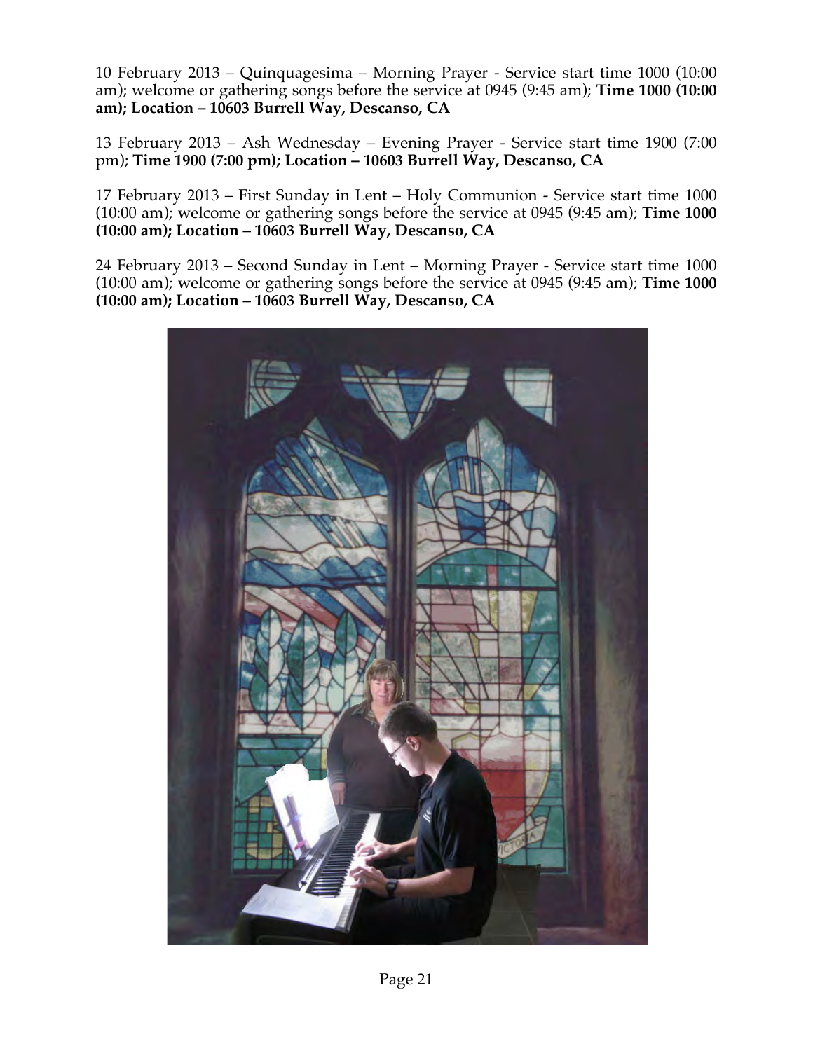10 February 2013 – Quinquagesima – Morning Prayer - Service start time 1000 (10:00 am); welcome or gathering songs before the service at 0945 (9:45 am); **Time 1000 (10:00 am); Location – 10603 Burrell Way, Descanso, CA**

13 February 2013 – Ash Wednesday – Evening Prayer - Service start time 1900 (7:00 pm); **Time 1900 (7:00 pm); Location – 10603 Burrell Way, Descanso, CA**

17 February 2013 – First Sunday in Lent – Holy Communion - Service start time 1000 (10:00 am); welcome or gathering songs before the service at 0945 (9:45 am); **Time 1000 (10:00 am); Location – 10603 Burrell Way, Descanso, CA**

24 February 2013 – Second Sunday in Lent – Morning Prayer - Service start time 1000 (10:00 am); welcome or gathering songs before the service at 0945 (9:45 am); **Time 1000 (10:00 am); Location – 10603 Burrell Way, Descanso, CA**